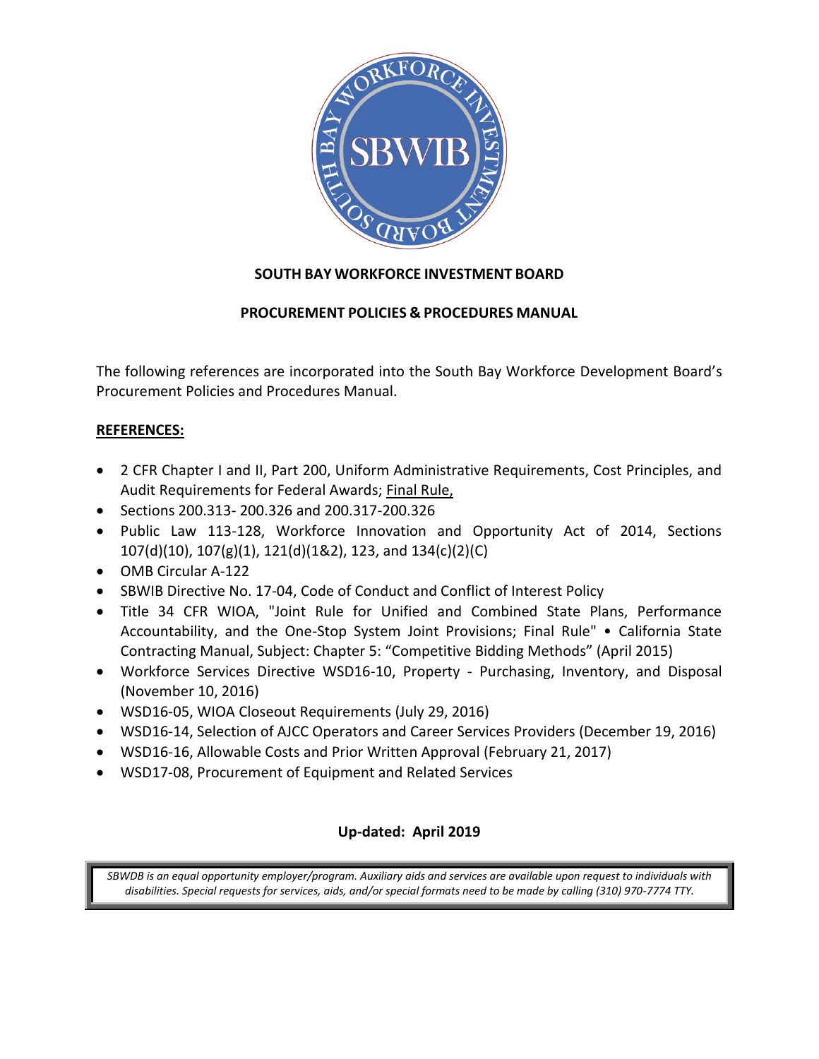**SOUTH BAY WORKFORCE INVESTMENT BOARD**

**PROCUREMENT POLICIES & PROCEDURES MANUAL**

The following references are incorporated into the South Bay Workforce Development Board's Procurement Policies and Procedures Manual.

**REFERENCES:**

- 2 CFR Chapter I and II, Part 200, Uniform Administrative Requirements, Cost Principles, and Audit Requirements for Federal Awards; Final Rule,
- Sections 200.313- 200.326 and 200.317-200.326
- Public Law 113-128, Workforce Innovation and Opportunity Act of 2014, Sections 107(d)(10), 107(g)(1), 121(d)(1&2), 123, and 134(c)(2)(C)
- OMB Circular A-122
- SBWIB Directive No. 17-04, Code of Conduct and Conflict of Interest Policy
- Title 34 CFR WIOA, "Joint Rule for Unified and Combined State Plans, Performance Accountability, and the One-Stop System Joint Provisions; Final Rule" • California State Contracting Manual, Subject: Chapter 5: "Competitive Bidding Methods" (April 2015)
- Workforce Services Directive WSD16-10, Property - Purchasing, Inventory, and Disposal (November 10, 2016)
- WSD16-05, WIOA Closeout Requirements (July 29, 2016)
- WSD16-14, Selection of AJCC Operators and Career Services Providers (December 19, 2016)
- WSD16-16, Allowable Costs and Prior Written Approval (February 21, 2017)
- WSD17-08, Procurement of Equipment and Related Services

**Up-dated: April 2019**

*SBWDB is an equal opportunity employer/program. Auxiliary aids and services are available upon request to individuals with disabilities. Special requests for services, aids, and/or special formats need to be made by calling (310) 970-7774 TTY.*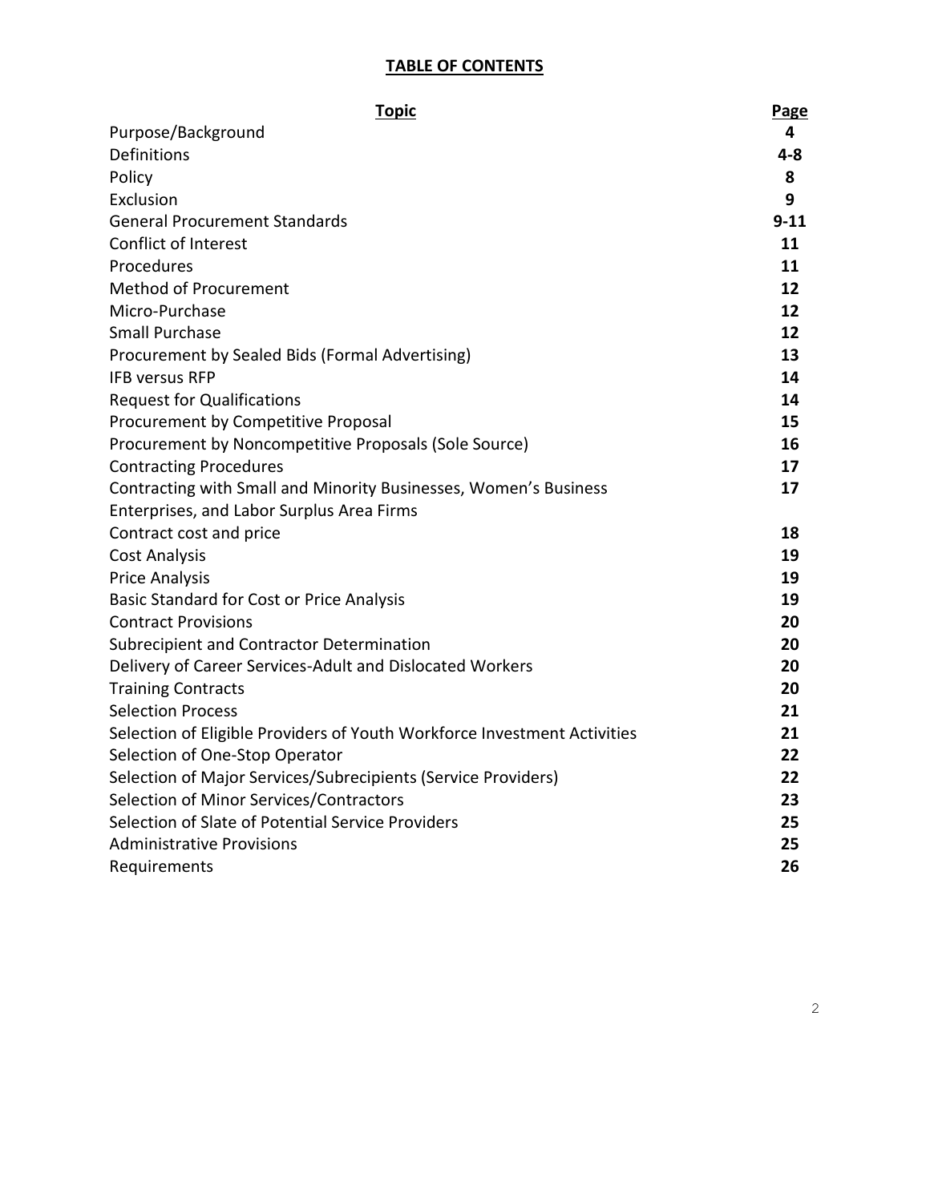# TABLE OF CONTENTS

| Topic | Page |
|---|---|
| Purpose/Background | 4 |
| Definitions | 4-8 |
| Policy | 8 |
| Exclusion | 9 |
| General Procurement Standards | 9-11 |
| Conflict of Interest | 11 |
| Procedures | 11 |
| Method of Procurement | 12 |
| Micro-Purchase | 12 |
| Small Purchase | 12 |
| Procurement by Sealed Bids (Formal Advertising) | 13 |
| IFB versus RFP | 14 |
| Request for Qualifications | 14 |
| Procurement by Competitive Proposal | 15 |
| Procurement by Noncompetitive Proposals (Sole Source) | 16 |
| Contracting Procedures | 17 |
| Contracting with Small and Minority Businesses, Women's Business Enterprises, and Labor Surplus Area Firms | 17 |
| Contract cost and price | 18 |
| Cost Analysis | 19 |
| Price Analysis | 19 |
| Basic Standard for Cost or Price Analysis | 19 |
| Contract Provisions | 20 |
| Subrecipient and Contractor Determination | 20 |
| Delivery of Career Services-Adult and Dislocated Workers | 20 |
| Training Contracts | 20 |
| Selection Process | 21 |
| Selection of Eligible Providers of Youth Workforce Investment Activities | 21 |
| Selection of One-Stop Operator | 22 |
| Selection of Major Services/Subrecipients (Service Providers) | 22 |
| Selection of Minor Services/Contractors | 23 |
| Selection of Slate of Potential Service Providers | 25 |
| Administrative Provisions | 25 |
| Requirements | 26 |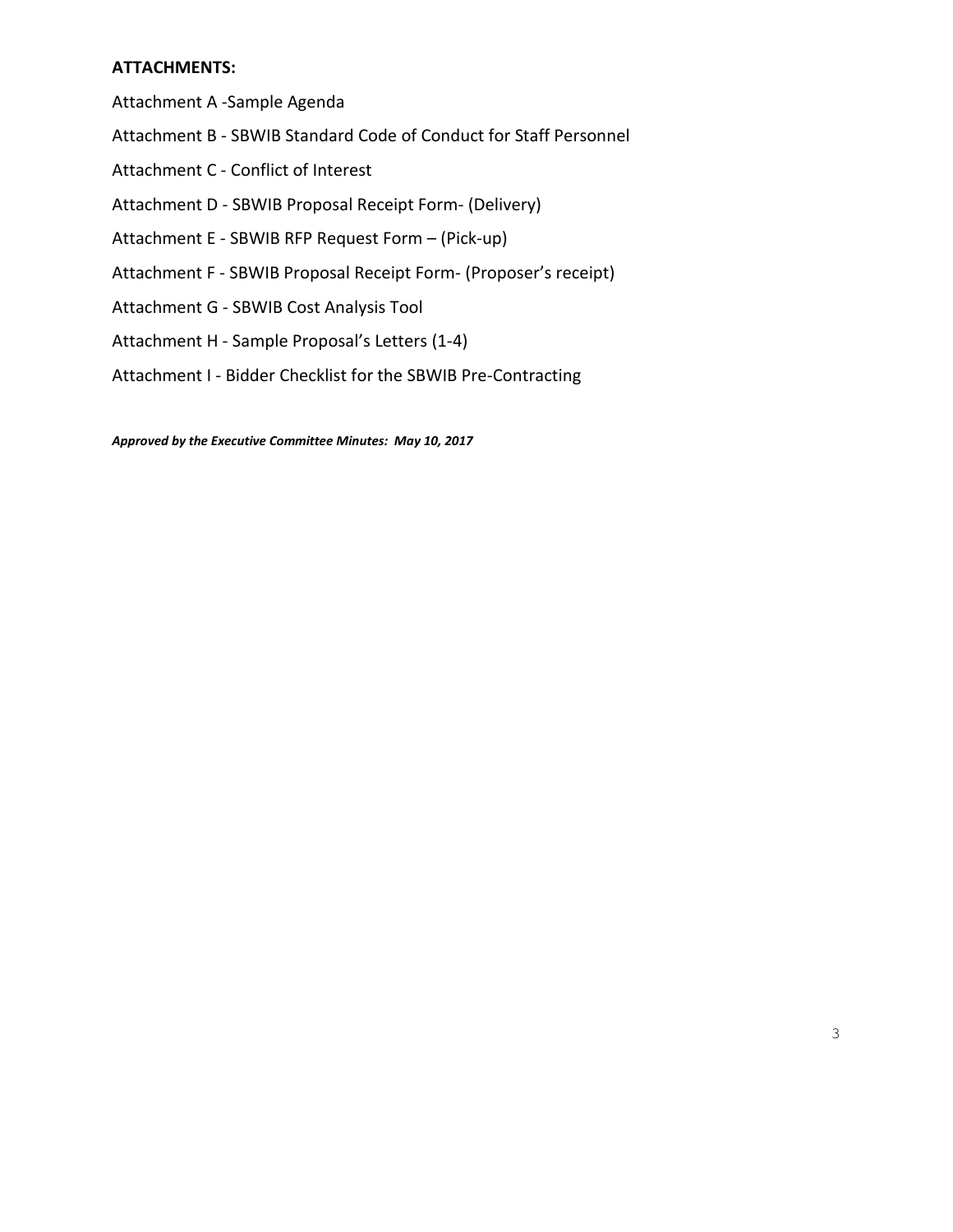**ATTACHMENTS:**

Attachment A -Sample Agenda

Attachment B - SBWIB Standard Code of Conduct for Staff Personnel

Attachment C - Conflict of Interest

Attachment D - SBWIB Proposal Receipt Form- (Delivery)

Attachment E - SBWIB RFP Request Form – (Pick-up)

Attachment F - SBWIB Proposal Receipt Form- (Proposer's receipt)

Attachment G - SBWIB Cost Analysis Tool

Attachment H - Sample Proposal's Letters (1-4)

Attachment I - Bidder Checklist for the SBWIB Pre-Contracting

***Approved by the Executive Committee Minutes: May 10, 2017***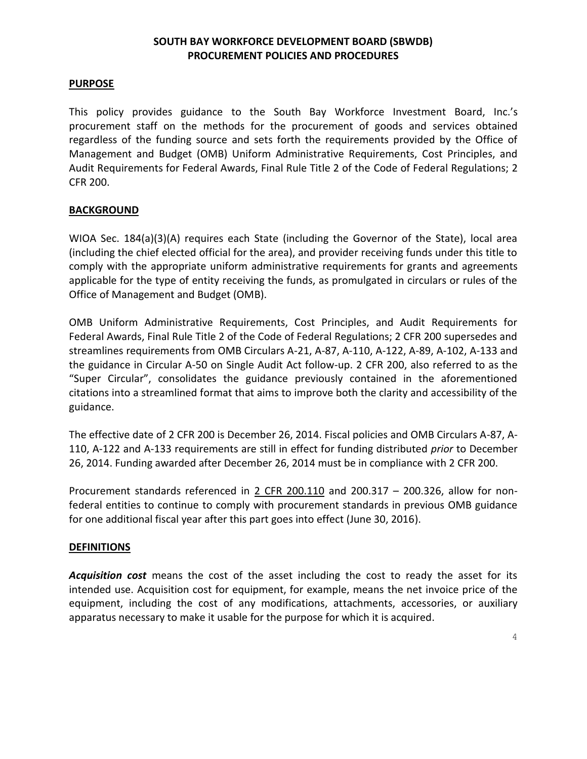# SOUTH BAY WORKFORCE DEVELOPMENT BOARD (SBWDB)
# PROCUREMENT POLICIES AND PROCEDURES

## PURPOSE

This policy provides guidance to the South Bay Workforce Investment Board, Inc.'s procurement staff on the methods for the procurement of goods and services obtained regardless of the funding source and sets forth the requirements provided by the Office of Management and Budget (OMB) Uniform Administrative Requirements, Cost Principles, and Audit Requirements for Federal Awards, Final Rule Title 2 of the Code of Federal Regulations; 2 CFR 200.

## BACKGROUND

WIOA Sec. 184(a)(3)(A) requires each State (including the Governor of the State), local area (including the chief elected official for the area), and provider receiving funds under this title to comply with the appropriate uniform administrative requirements for grants and agreements applicable for the type of entity receiving the funds, as promulgated in circulars or rules of the Office of Management and Budget (OMB).

OMB Uniform Administrative Requirements, Cost Principles, and Audit Requirements for Federal Awards, Final Rule Title 2 of the Code of Federal Regulations; 2 CFR 200 supersedes and streamlines requirements from OMB Circulars A-21, A-87, A-110, A-122, A-89, A-102, A-133 and the guidance in Circular A-50 on Single Audit Act follow-up. 2 CFR 200, also referred to as the "Super Circular", consolidates the guidance previously contained in the aforementioned citations into a streamlined format that aims to improve both the clarity and accessibility of the guidance.

The effective date of 2 CFR 200 is December 26, 2014. Fiscal policies and OMB Circulars A-87, A-110, A-122 and A-133 requirements are still in effect for funding distributed *prior* to December 26, 2014. Funding awarded after December 26, 2014 must be in compliance with 2 CFR 200.

Procurement standards referenced in 2 CFR 200.110 and 200.317 – 200.326, allow for non-federal entities to continue to comply with procurement standards in previous OMB guidance for one additional fiscal year after this part goes into effect (June 30, 2016).

## DEFINITIONS

***Acquisition cost*** means the cost of the asset including the cost to ready the asset for its intended use. Acquisition cost for equipment, for example, means the net invoice price of the equipment, including the cost of any modifications, attachments, accessories, or auxiliary apparatus necessary to make it usable for the purpose for which it is acquired.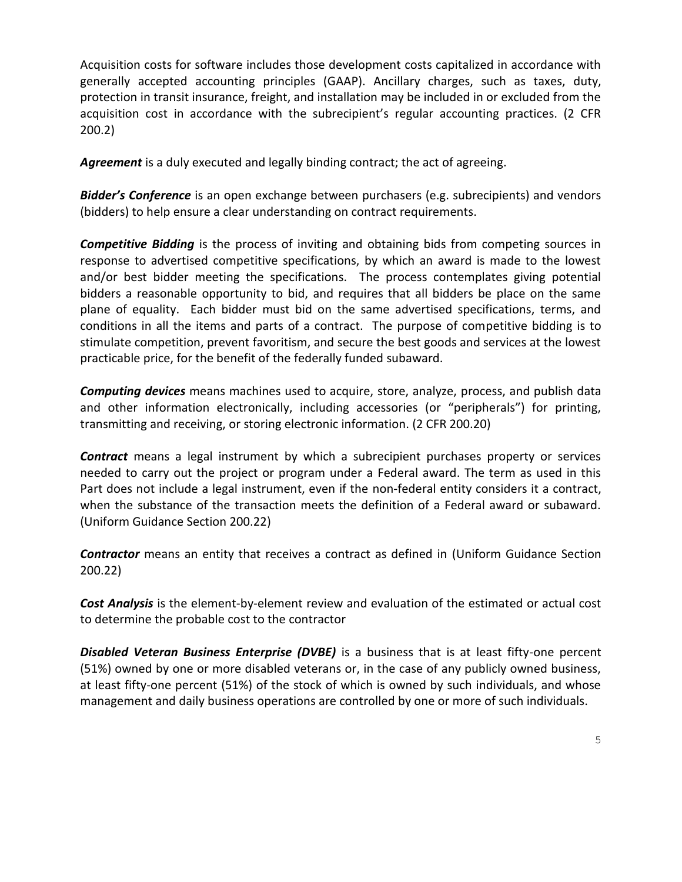Acquisition costs for software includes those development costs capitalized in accordance with generally accepted accounting principles (GAAP). Ancillary charges, such as taxes, duty, protection in transit insurance, freight, and installation may be included in or excluded from the acquisition cost in accordance with the subrecipient's regular accounting practices. (2 CFR 200.2)

***Agreement*** is a duly executed and legally binding contract; the act of agreeing.

***Bidder's Conference*** is an open exchange between purchasers (e.g. subrecipients) and vendors (bidders) to help ensure a clear understanding on contract requirements.

***Competitive Bidding*** is the process of inviting and obtaining bids from competing sources in response to advertised competitive specifications, by which an award is made to the lowest and/or best bidder meeting the specifications. The process contemplates giving potential bidders a reasonable opportunity to bid, and requires that all bidders be place on the same plane of equality. Each bidder must bid on the same advertised specifications, terms, and conditions in all the items and parts of a contract. The purpose of competitive bidding is to stimulate competition, prevent favoritism, and secure the best goods and services at the lowest practicable price, for the benefit of the federally funded subaward.

***Computing devices*** means machines used to acquire, store, analyze, process, and publish data and other information electronically, including accessories (or "peripherals") for printing, transmitting and receiving, or storing electronic information. (2 CFR 200.20)

***Contract*** means a legal instrument by which a subrecipient purchases property or services needed to carry out the project or program under a Federal award. The term as used in this Part does not include a legal instrument, even if the non-federal entity considers it a contract, when the substance of the transaction meets the definition of a Federal award or subaward. (Uniform Guidance Section 200.22)

***Contractor*** means an entity that receives a contract as defined in (Uniform Guidance Section 200.22)

***Cost Analysis*** is the element-by-element review and evaluation of the estimated or actual cost to determine the probable cost to the contractor

***Disabled Veteran Business Enterprise (DVBE)*** is a business that is at least fifty-one percent (51%) owned by one or more disabled veterans or, in the case of any publicly owned business, at least fifty-one percent (51%) of the stock of which is owned by such individuals, and whose management and daily business operations are controlled by one or more of such individuals.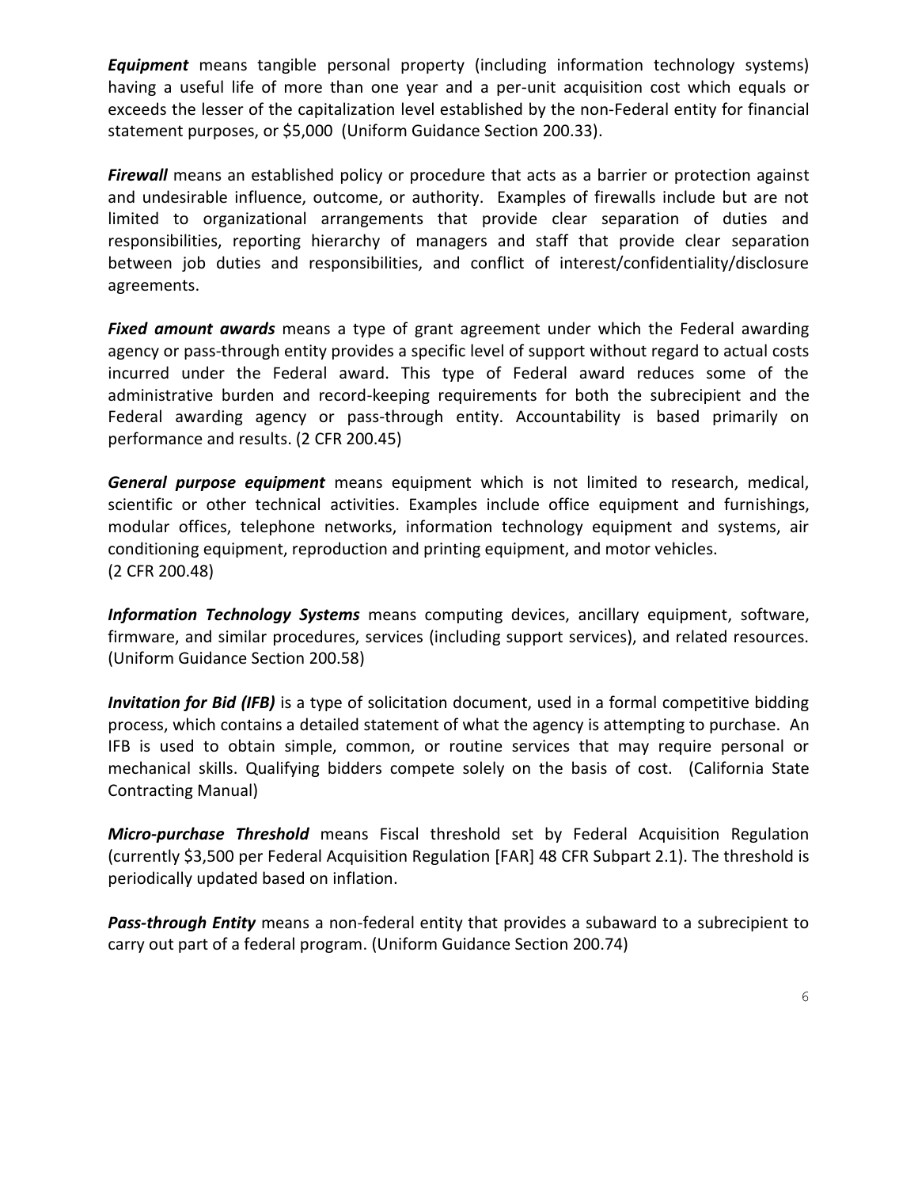***Equipment*** means tangible personal property (including information technology systems) having a useful life of more than one year and a per-unit acquisition cost which equals or exceeds the lesser of the capitalization level established by the non-Federal entity for financial statement purposes, or $5,000 (Uniform Guidance Section 200.33).

***Firewall*** means an established policy or procedure that acts as a barrier or protection against and undesirable influence, outcome, or authority. Examples of firewalls include but are not limited to organizational arrangements that provide clear separation of duties and responsibilities, reporting hierarchy of managers and staff that provide clear separation between job duties and responsibilities, and conflict of interest/confidentiality/disclosure agreements.

***Fixed amount awards*** means a type of grant agreement under which the Federal awarding agency or pass-through entity provides a specific level of support without regard to actual costs incurred under the Federal award. This type of Federal award reduces some of the administrative burden and record-keeping requirements for both the subrecipient and the Federal awarding agency or pass-through entity. Accountability is based primarily on performance and results. (2 CFR 200.45)

***General purpose equipment*** means equipment which is not limited to research, medical, scientific or other technical activities. Examples include office equipment and furnishings, modular offices, telephone networks, information technology equipment and systems, air conditioning equipment, reproduction and printing equipment, and motor vehicles. (2 CFR 200.48)

***Information Technology Systems*** means computing devices, ancillary equipment, software, firmware, and similar procedures, services (including support services), and related resources. (Uniform Guidance Section 200.58)

***Invitation for Bid (IFB)*** is a type of solicitation document, used in a formal competitive bidding process, which contains a detailed statement of what the agency is attempting to purchase. An IFB is used to obtain simple, common, or routine services that may require personal or mechanical skills. Qualifying bidders compete solely on the basis of cost. (California State Contracting Manual)

***Micro-purchase Threshold*** means Fiscal threshold set by Federal Acquisition Regulation (currently $3,500 per Federal Acquisition Regulation [FAR] 48 CFR Subpart 2.1). The threshold is periodically updated based on inflation.

***Pass-through Entity*** means a non-federal entity that provides a subaward to a subrecipient to carry out part of a federal program. (Uniform Guidance Section 200.74)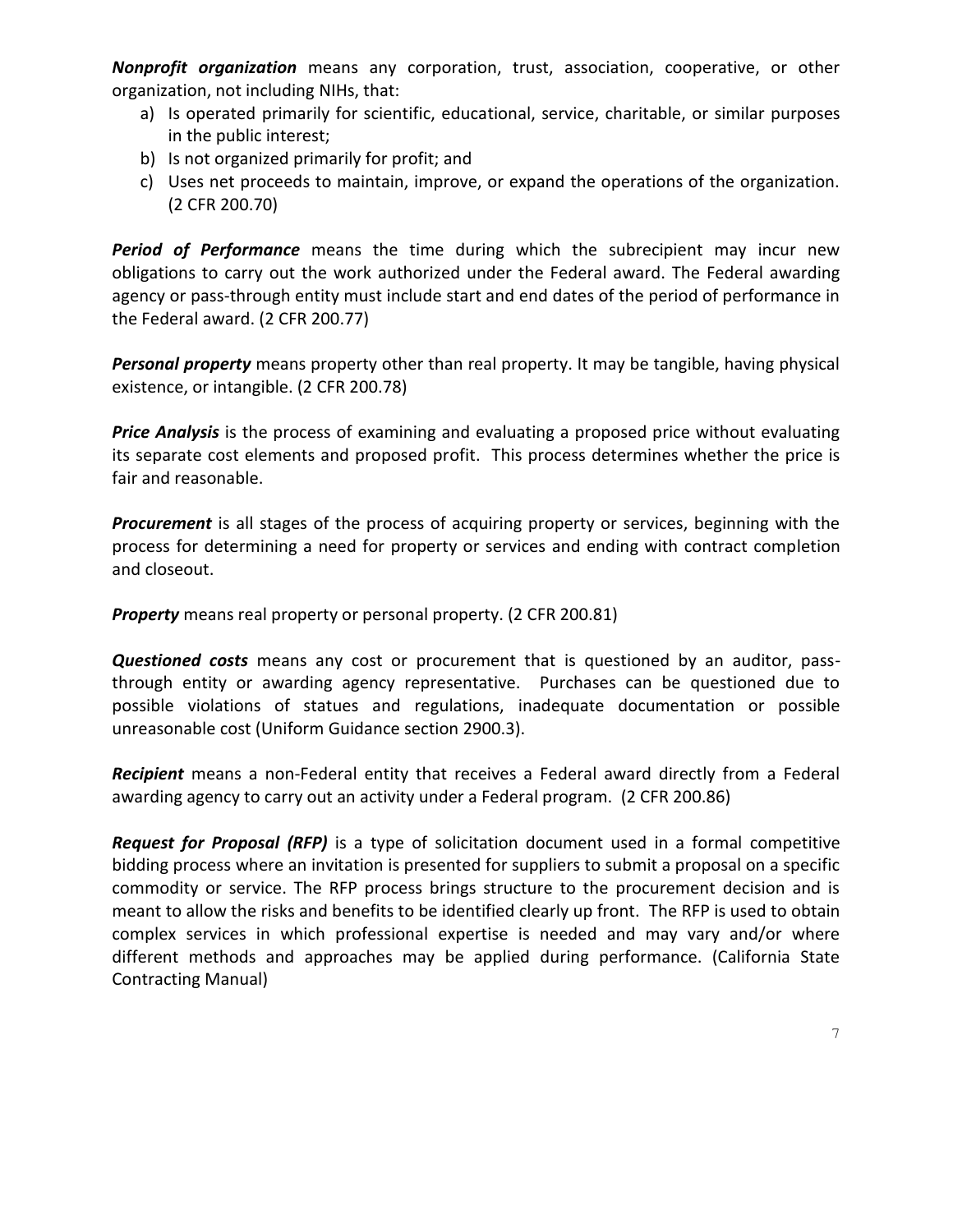***Nonprofit organization*** means any corporation, trust, association, cooperative, or other organization, not including NIHs, that:

a) Is operated primarily for scientific, educational, service, charitable, or similar purposes in the public interest;
b) Is not organized primarily for profit; and
c) Uses net proceeds to maintain, improve, or expand the operations of the organization. (2 CFR 200.70)

***Period of Performance*** means the time during which the subrecipient may incur new obligations to carry out the work authorized under the Federal award. The Federal awarding agency or pass-through entity must include start and end dates of the period of performance in the Federal award. (2 CFR 200.77)

***Personal property*** means property other than real property. It may be tangible, having physical existence, or intangible. (2 CFR 200.78)

***Price Analysis*** is the process of examining and evaluating a proposed price without evaluating its separate cost elements and proposed profit. This process determines whether the price is fair and reasonable.

***Procurement*** is all stages of the process of acquiring property or services, beginning with the process for determining a need for property or services and ending with contract completion and closeout.

***Property*** means real property or personal property. (2 CFR 200.81)

***Questioned costs*** means any cost or procurement that is questioned by an auditor, pass-through entity or awarding agency representative. Purchases can be questioned due to possible violations of statues and regulations, inadequate documentation or possible unreasonable cost (Uniform Guidance section 2900.3).

***Recipient*** means a non-Federal entity that receives a Federal award directly from a Federal awarding agency to carry out an activity under a Federal program. (2 CFR 200.86)

***Request for Proposal (RFP)*** is a type of solicitation document used in a formal competitive bidding process where an invitation is presented for suppliers to submit a proposal on a specific commodity or service. The RFP process brings structure to the procurement decision and is meant to allow the risks and benefits to be identified clearly up front. The RFP is used to obtain complex services in which professional expertise is needed and may vary and/or where different methods and approaches may be applied during performance. (California State Contracting Manual)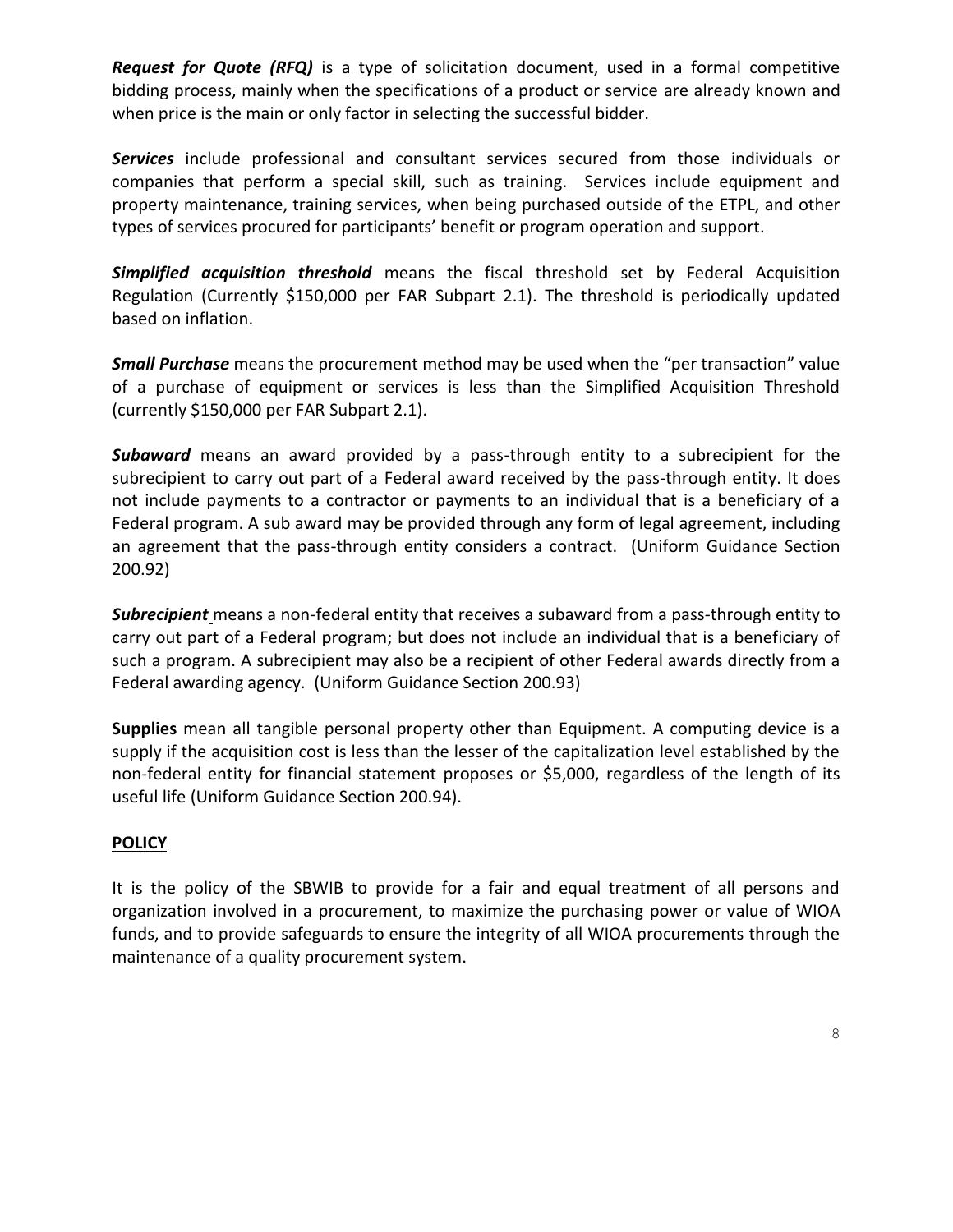***Request for Quote (RFQ)*** is a type of solicitation document, used in a formal competitive bidding process, mainly when the specifications of a product or service are already known and when price is the main or only factor in selecting the successful bidder.

***Services*** include professional and consultant services secured from those individuals or companies that perform a special skill, such as training. Services include equipment and property maintenance, training services, when being purchased outside of the ETPL, and other types of services procured for participants' benefit or program operation and support.

***Simplified acquisition threshold*** means the fiscal threshold set by Federal Acquisition Regulation (Currently $150,000 per FAR Subpart 2.1). The threshold is periodically updated based on inflation.

***Small Purchase*** means the procurement method may be used when the "per transaction" value of a purchase of equipment or services is less than the Simplified Acquisition Threshold (currently $150,000 per FAR Subpart 2.1).

***Subaward*** means an award provided by a pass-through entity to a subrecipient for the subrecipient to carry out part of a Federal award received by the pass-through entity. It does not include payments to a contractor or payments to an individual that is a beneficiary of a Federal program. A sub award may be provided through any form of legal agreement, including an agreement that the pass-through entity considers a contract. (Uniform Guidance Section 200.92)

***Subrecipient*** means a non-federal entity that receives a subaward from a pass-through entity to carry out part of a Federal program; but does not include an individual that is a beneficiary of such a program. A subrecipient may also be a recipient of other Federal awards directly from a Federal awarding agency. (Uniform Guidance Section 200.93)

**Supplies** mean all tangible personal property other than Equipment. A computing device is a supply if the acquisition cost is less than the lesser of the capitalization level established by the non-federal entity for financial statement proposes or $5,000, regardless of the length of its useful life (Uniform Guidance Section 200.94).

## POLICY

It is the policy of the SBWIB to provide for a fair and equal treatment of all persons and organization involved in a procurement, to maximize the purchasing power or value of WIOA funds, and to provide safeguards to ensure the integrity of all WIOA procurements through the maintenance of a quality procurement system.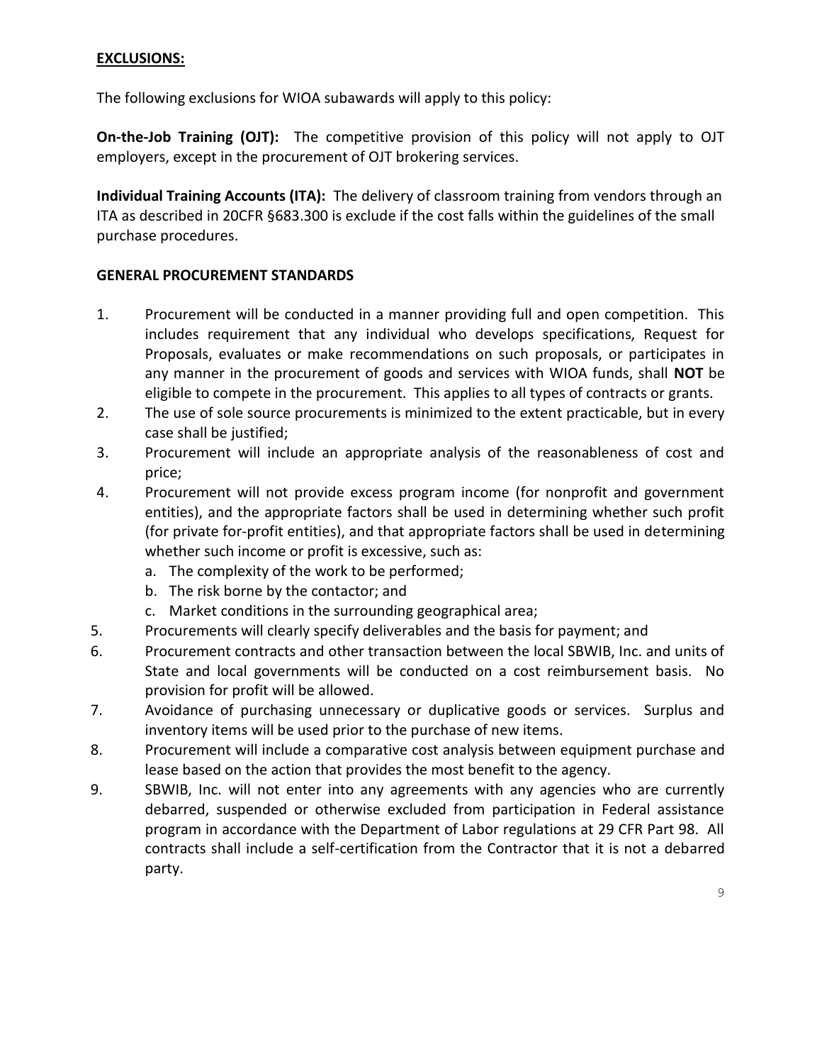## EXCLUSIONS:

The following exclusions for WIOA subawards will apply to this policy:

**On-the-Job Training (OJT):** The competitive provision of this policy will not apply to OJT employers, except in the procurement of OJT brokering services.

**Individual Training Accounts (ITA):** The delivery of classroom training from vendors through an ITA as described in 20CFR §683.300 is exclude if the cost falls within the guidelines of the small purchase procedures.

### GENERAL PROCUREMENT STANDARDS

1. Procurement will be conducted in a manner providing full and open competition. This includes requirement that any individual who develops specifications, Request for Proposals, evaluates or make recommendations on such proposals, or participates in any manner in the procurement of goods and services with WIOA funds, shall **NOT** be eligible to compete in the procurement. This applies to all types of contracts or grants.
2. The use of sole source procurements is minimized to the extent practicable, but in every case shall be justified;
3. Procurement will include an appropriate analysis of the reasonableness of cost and price;
4. Procurement will not provide excess program income (for nonprofit and government entities), and the appropriate factors shall be used in determining whether such profit (for private for-profit entities), and that appropriate factors shall be used in determining whether such income or profit is excessive, such as:
   a. The complexity of the work to be performed;
   b. The risk borne by the contactor; and
   c. Market conditions in the surrounding geographical area;
5. Procurements will clearly specify deliverables and the basis for payment; and
6. Procurement contracts and other transaction between the local SBWIB, Inc. and units of State and local governments will be conducted on a cost reimbursement basis. No provision for profit will be allowed.
7. Avoidance of purchasing unnecessary or duplicative goods or services. Surplus and inventory items will be used prior to the purchase of new items.
8. Procurement will include a comparative cost analysis between equipment purchase and lease based on the action that provides the most benefit to the agency.
9. SBWIB, Inc. will not enter into any agreements with any agencies who are currently debarred, suspended or otherwise excluded from participation in Federal assistance program in accordance with the Department of Labor regulations at 29 CFR Part 98. All contracts shall include a self-certification from the Contractor that it is not a debarred party.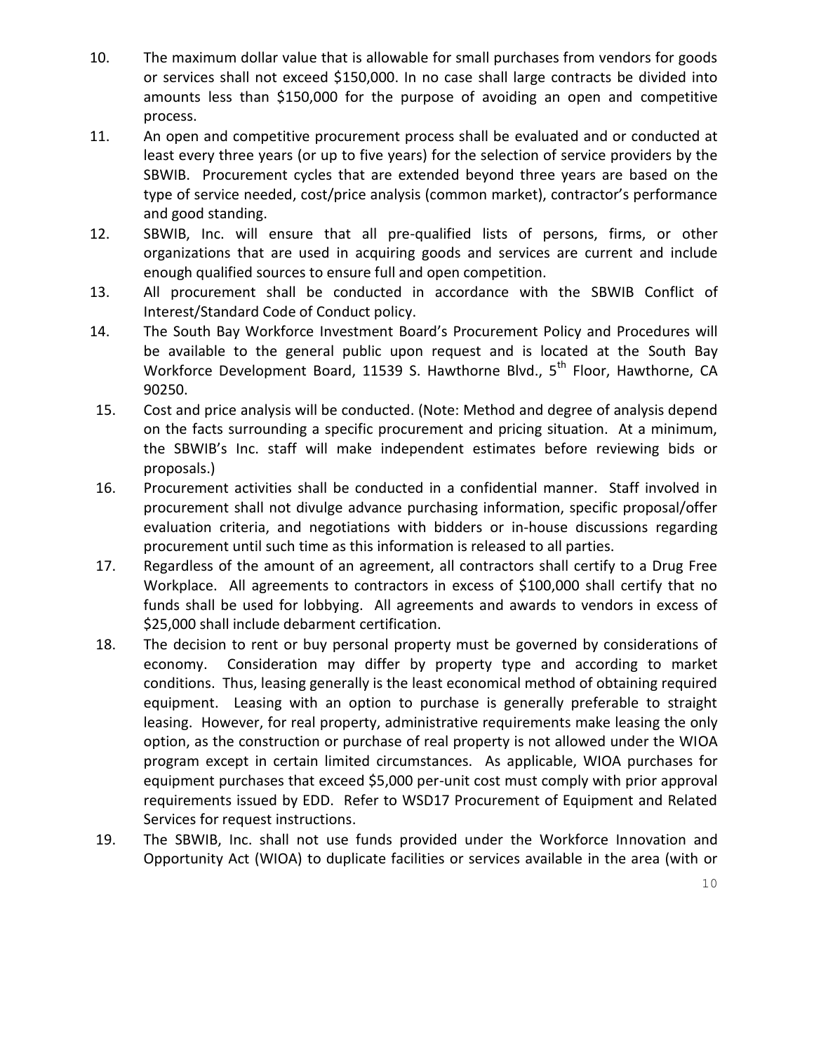10. The maximum dollar value that is allowable for small purchases from vendors for goods or services shall not exceed $150,000. In no case shall large contracts be divided into amounts less than $150,000 for the purpose of avoiding an open and competitive process.
11. An open and competitive procurement process shall be evaluated and or conducted at least every three years (or up to five years) for the selection of service providers by the SBWIB. Procurement cycles that are extended beyond three years are based on the type of service needed, cost/price analysis (common market), contractor's performance and good standing.
12. SBWIB, Inc. will ensure that all pre-qualified lists of persons, firms, or other organizations that are used in acquiring goods and services are current and include enough qualified sources to ensure full and open competition.
13. All procurement shall be conducted in accordance with the SBWIB Conflict of Interest/Standard Code of Conduct policy.
14. The South Bay Workforce Investment Board's Procurement Policy and Procedures will be available to the general public upon request and is located at the South Bay Workforce Development Board, 11539 S. Hawthorne Blvd., 5th Floor, Hawthorne, CA 90250.
15. Cost and price analysis will be conducted. (Note: Method and degree of analysis depend on the facts surrounding a specific procurement and pricing situation. At a minimum, the SBWIB's Inc. staff will make independent estimates before reviewing bids or proposals.)
16. Procurement activities shall be conducted in a confidential manner. Staff involved in procurement shall not divulge advance purchasing information, specific proposal/offer evaluation criteria, and negotiations with bidders or in-house discussions regarding procurement until such time as this information is released to all parties.
17. Regardless of the amount of an agreement, all contractors shall certify to a Drug Free Workplace. All agreements to contractors in excess of $100,000 shall certify that no funds shall be used for lobbying. All agreements and awards to vendors in excess of $25,000 shall include debarment certification.
18. The decision to rent or buy personal property must be governed by considerations of economy. Consideration may differ by property type and according to market conditions. Thus, leasing generally is the least economical method of obtaining required equipment. Leasing with an option to purchase is generally preferable to straight leasing. However, for real property, administrative requirements make leasing the only option, as the construction or purchase of real property is not allowed under the WIOA program except in certain limited circumstances. As applicable, WIOA purchases for equipment purchases that exceed $5,000 per-unit cost must comply with prior approval requirements issued by EDD. Refer to WSD17 Procurement of Equipment and Related Services for request instructions.
19. The SBWIB, Inc. shall not use funds provided under the Workforce Innovation and Opportunity Act (WIOA) to duplicate facilities or services available in the area (with or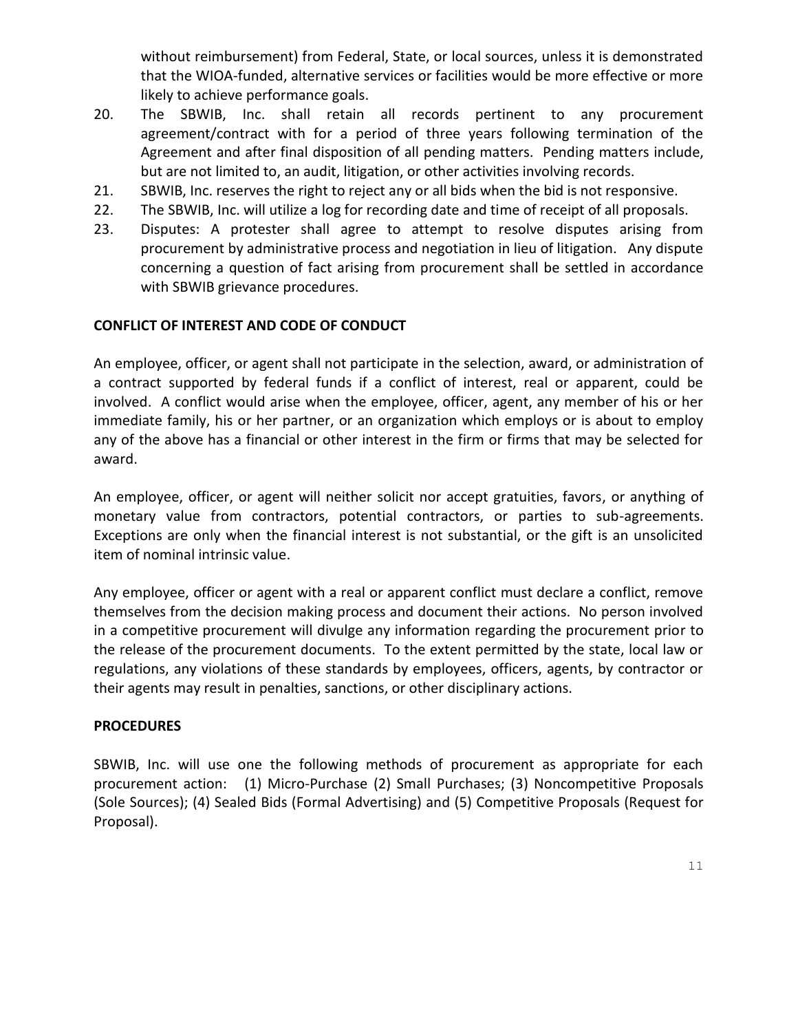without reimbursement) from Federal, State, or local sources, unless it is demonstrated that the WIOA-funded, alternative services or facilities would be more effective or more likely to achieve performance goals.

20. The SBWIB, Inc. shall retain all records pertinent to any procurement agreement/contract with for a period of three years following termination of the Agreement and after final disposition of all pending matters. Pending matters include, but are not limited to, an audit, litigation, or other activities involving records.
21. SBWIB, Inc. reserves the right to reject any or all bids when the bid is not responsive.
22. The SBWIB, Inc. will utilize a log for recording date and time of receipt of all proposals.
23. Disputes: A protester shall agree to attempt to resolve disputes arising from procurement by administrative process and negotiation in lieu of litigation. Any dispute concerning a question of fact arising from procurement shall be settled in accordance with SBWIB grievance procedures.

**CONFLICT OF INTEREST AND CODE OF CONDUCT**

An employee, officer, or agent shall not participate in the selection, award, or administration of a contract supported by federal funds if a conflict of interest, real or apparent, could be involved. A conflict would arise when the employee, officer, agent, any member of his or her immediate family, his or her partner, or an organization which employs or is about to employ any of the above has a financial or other interest in the firm or firms that may be selected for award.

An employee, officer, or agent will neither solicit nor accept gratuities, favors, or anything of monetary value from contractors, potential contractors, or parties to sub-agreements. Exceptions are only when the financial interest is not substantial, or the gift is an unsolicited item of nominal intrinsic value.

Any employee, officer or agent with a real or apparent conflict must declare a conflict, remove themselves from the decision making process and document their actions. No person involved in a competitive procurement will divulge any information regarding the procurement prior to the release of the procurement documents. To the extent permitted by the state, local law or regulations, any violations of these standards by employees, officers, agents, by contractor or their agents may result in penalties, sanctions, or other disciplinary actions.

**PROCEDURES**

SBWIB, Inc. will use one the following methods of procurement as appropriate for each procurement action: (1) Micro-Purchase (2) Small Purchases; (3) Noncompetitive Proposals (Sole Sources); (4) Sealed Bids (Formal Advertising) and (5) Competitive Proposals (Request for Proposal).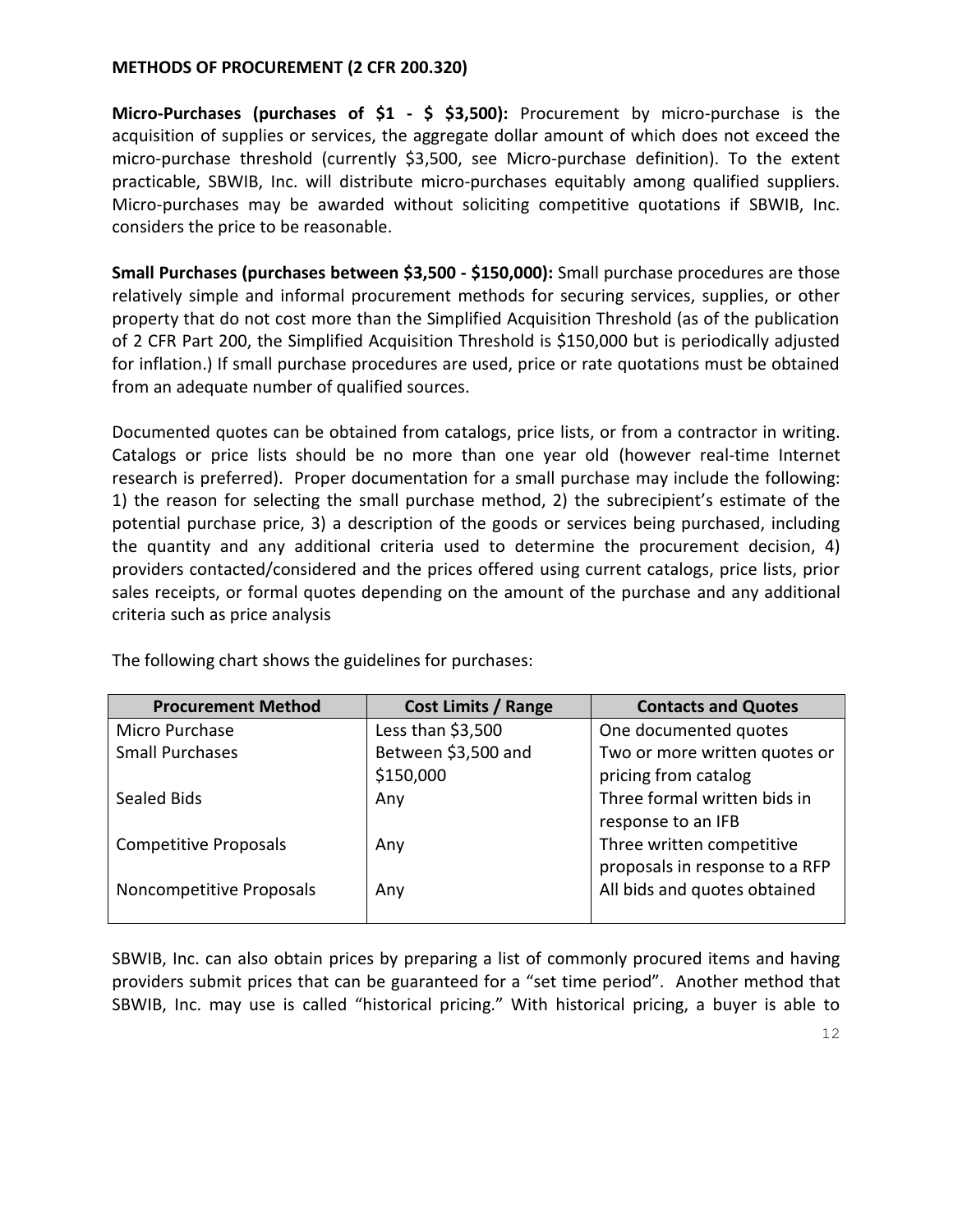**METHODS OF PROCUREMENT (2 CFR 200.320)**

**Micro-Purchases (purchases of $1 - $ $3,500):** Procurement by micro-purchase is the acquisition of supplies or services, the aggregate dollar amount of which does not exceed the micro-purchase threshold (currently $3,500, see Micro-purchase definition). To the extent practicable, SBWIB, Inc. will distribute micro-purchases equitably among qualified suppliers. Micro-purchases may be awarded without soliciting competitive quotations if SBWIB, Inc. considers the price to be reasonable.

**Small Purchases (purchases between $3,500 - $150,000):** Small purchase procedures are those relatively simple and informal procurement methods for securing services, supplies, or other property that do not cost more than the Simplified Acquisition Threshold (as of the publication of 2 CFR Part 200, the Simplified Acquisition Threshold is $150,000 but is periodically adjusted for inflation.) If small purchase procedures are used, price or rate quotations must be obtained from an adequate number of qualified sources.

Documented quotes can be obtained from catalogs, price lists, or from a contractor in writing. Catalogs or price lists should be no more than one year old (however real-time Internet research is preferred). Proper documentation for a small purchase may include the following: 1) the reason for selecting the small purchase method, 2) the subrecipient's estimate of the potential purchase price, 3) a description of the goods or services being purchased, including the quantity and any additional criteria used to determine the procurement decision, 4) providers contacted/considered and the prices offered using current catalogs, price lists, prior sales receipts, or formal quotes depending on the amount of the purchase and any additional criteria such as price analysis

The following chart shows the guidelines for purchases:

| Procurement Method | Cost Limits / Range | Contacts and Quotes |
|---|---|---|
| Micro Purchase | Less than $3,500 | One documented quotes |
| Small Purchases | Between $3,500 and $150,000 | Two or more written quotes or pricing from catalog |
| Sealed Bids | Any | Three formal written bids in response to an IFB |
| Competitive Proposals | Any | Three written competitive proposals in response to a RFP |
| Noncompetitive Proposals | Any | All bids and quotes obtained |

SBWIB, Inc. can also obtain prices by preparing a list of commonly procured items and having providers submit prices that can be guaranteed for a "set time period". Another method that SBWIB, Inc. may use is called "historical pricing." With historical pricing, a buyer is able to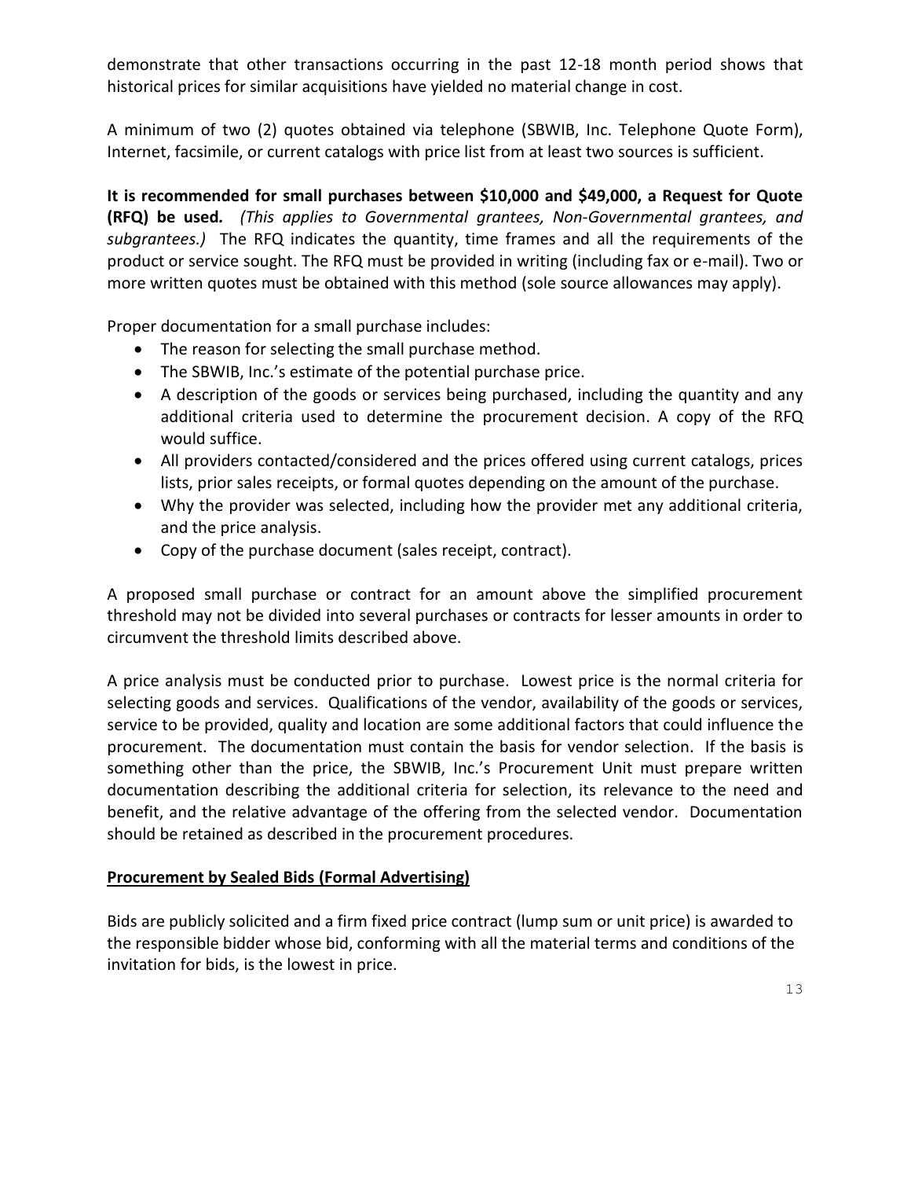demonstrate that other transactions occurring in the past 12-18 month period shows that historical prices for similar acquisitions have yielded no material change in cost.

A minimum of two (2) quotes obtained via telephone (SBWIB, Inc. Telephone Quote Form), Internet, facsimile, or current catalogs with price list from at least two sources is sufficient.

**It is recommended for small purchases between $10,000 and $49,000, a Request for Quote (RFQ) be used.** *(This applies to Governmental grantees, Non-Governmental grantees, and subgrantees.)* The RFQ indicates the quantity, time frames and all the requirements of the product or service sought. The RFQ must be provided in writing (including fax or e-mail). Two or more written quotes must be obtained with this method (sole source allowances may apply).

Proper documentation for a small purchase includes:

- The reason for selecting the small purchase method.
- The SBWIB, Inc.'s estimate of the potential purchase price.
- A description of the goods or services being purchased, including the quantity and any additional criteria used to determine the procurement decision. A copy of the RFQ would suffice.
- All providers contacted/considered and the prices offered using current catalogs, prices lists, prior sales receipts, or formal quotes depending on the amount of the purchase.
- Why the provider was selected, including how the provider met any additional criteria, and the price analysis.
- Copy of the purchase document (sales receipt, contract).

A proposed small purchase or contract for an amount above the simplified procurement threshold may not be divided into several purchases or contracts for lesser amounts in order to circumvent the threshold limits described above.

A price analysis must be conducted prior to purchase. Lowest price is the normal criteria for selecting goods and services. Qualifications of the vendor, availability of the goods or services, service to be provided, quality and location are some additional factors that could influence the procurement. The documentation must contain the basis for vendor selection. If the basis is something other than the price, the SBWIB, Inc.'s Procurement Unit must prepare written documentation describing the additional criteria for selection, its relevance to the need and benefit, and the relative advantage of the offering from the selected vendor. Documentation should be retained as described in the procurement procedures.

**<u>Procurement by Sealed Bids (Formal Advertising)</u>**

Bids are publicly solicited and a firm fixed price contract (lump sum or unit price) is awarded to the responsible bidder whose bid, conforming with all the material terms and conditions of the invitation for bids, is the lowest in price.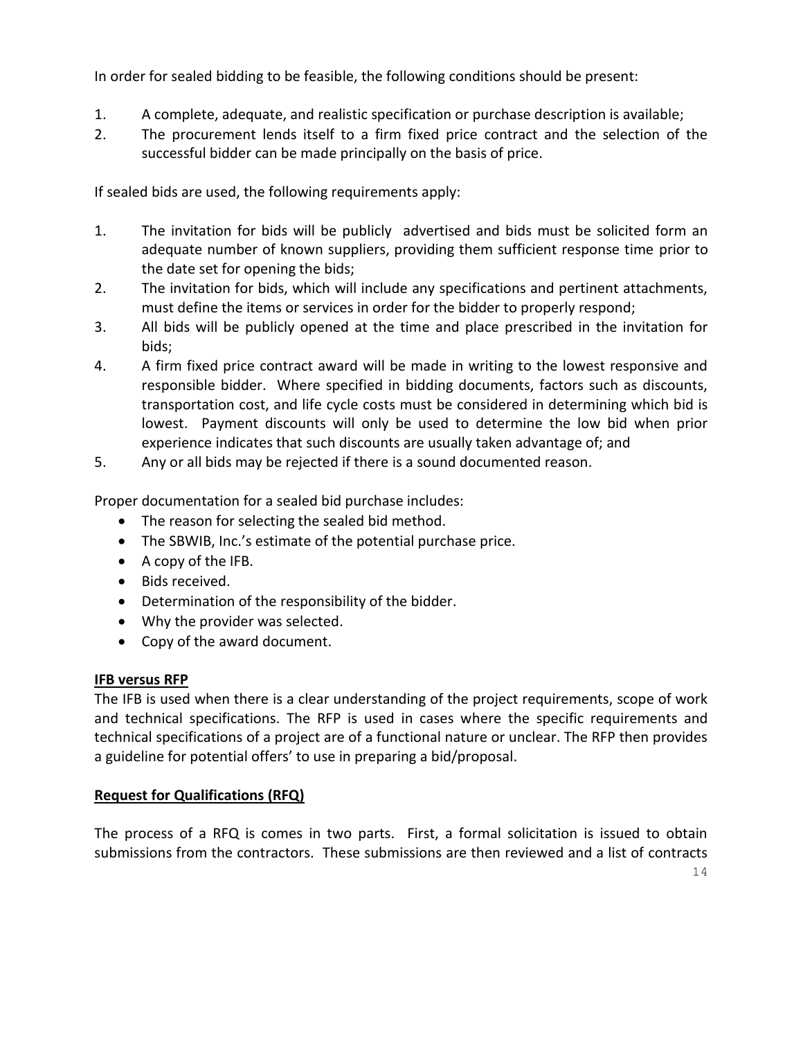In order for sealed bidding to be feasible, the following conditions should be present:

1. A complete, adequate, and realistic specification or purchase description is available;
2. The procurement lends itself to a firm fixed price contract and the selection of the successful bidder can be made principally on the basis of price.

If sealed bids are used, the following requirements apply:

1. The invitation for bids will be publicly advertised and bids must be solicited form an adequate number of known suppliers, providing them sufficient response time prior to the date set for opening the bids;
2. The invitation for bids, which will include any specifications and pertinent attachments, must define the items or services in order for the bidder to properly respond;
3. All bids will be publicly opened at the time and place prescribed in the invitation for bids;
4. A firm fixed price contract award will be made in writing to the lowest responsive and responsible bidder. Where specified in bidding documents, factors such as discounts, transportation cost, and life cycle costs must be considered in determining which bid is lowest. Payment discounts will only be used to determine the low bid when prior experience indicates that such discounts are usually taken advantage of; and
5. Any or all bids may be rejected if there is a sound documented reason.

Proper documentation for a sealed bid purchase includes:

- The reason for selecting the sealed bid method.
- The SBWIB, Inc.'s estimate of the potential purchase price.
- A copy of the IFB.
- Bids received.
- Determination of the responsibility of the bidder.
- Why the provider was selected.
- Copy of the award document.

**IFB versus RFP**

The IFB is used when there is a clear understanding of the project requirements, scope of work and technical specifications. The RFP is used in cases where the specific requirements and technical specifications of a project are of a functional nature or unclear. The RFP then provides a guideline for potential offers' to use in preparing a bid/proposal.

**Request for Qualifications (RFQ)**

The process of a RFQ is comes in two parts. First, a formal solicitation is issued to obtain submissions from the contractors. These submissions are then reviewed and a list of contracts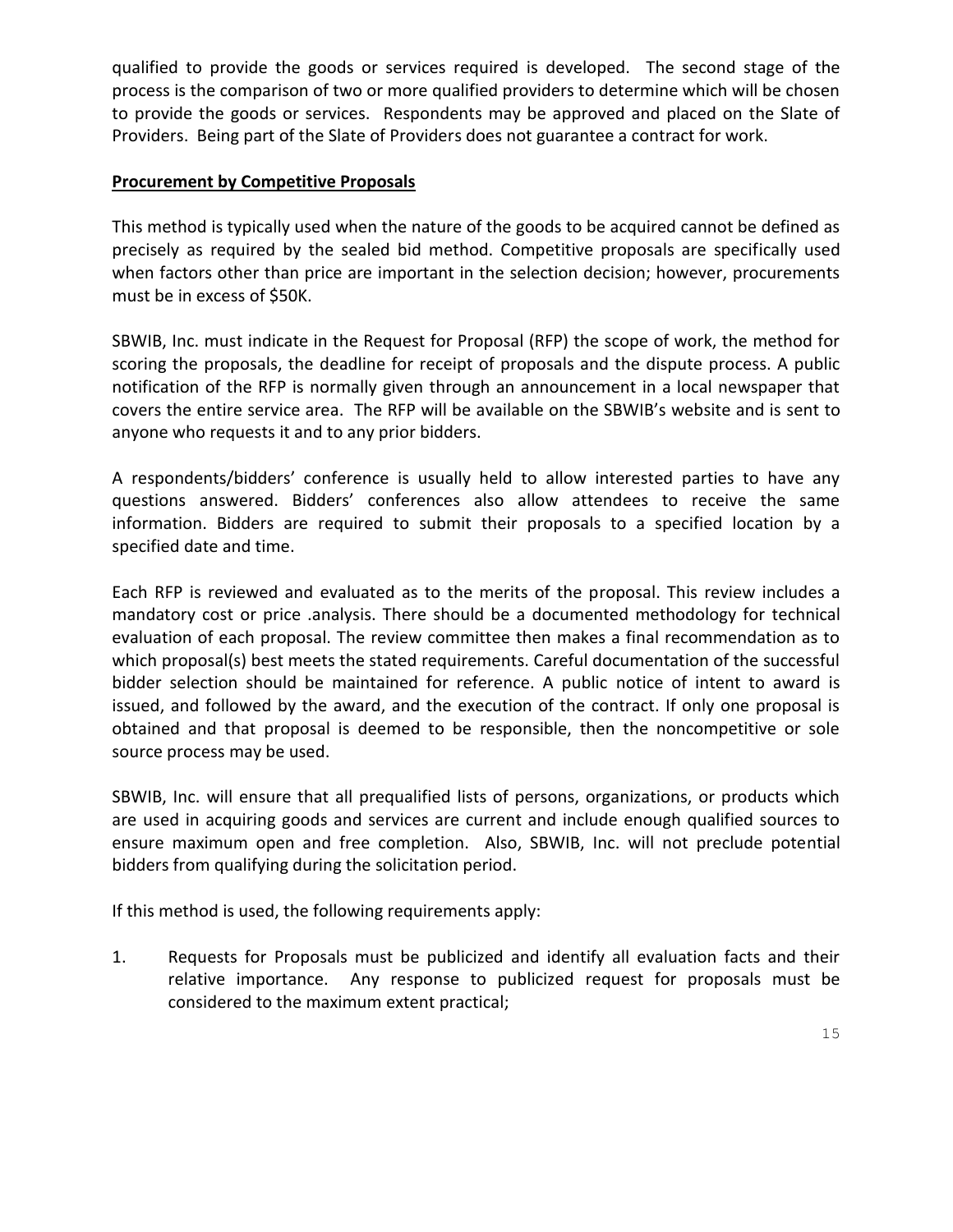qualified to provide the goods or services required is developed. The second stage of the process is the comparison of two or more qualified providers to determine which will be chosen to provide the goods or services. Respondents may be approved and placed on the Slate of Providers. Being part of the Slate of Providers does not guarantee a contract for work.

**Procurement by Competitive Proposals**

This method is typically used when the nature of the goods to be acquired cannot be defined as precisely as required by the sealed bid method. Competitive proposals are specifically used when factors other than price are important in the selection decision; however, procurements must be in excess of $50K.

SBWIB, Inc. must indicate in the Request for Proposal (RFP) the scope of work, the method for scoring the proposals, the deadline for receipt of proposals and the dispute process. A public notification of the RFP is normally given through an announcement in a local newspaper that covers the entire service area. The RFP will be available on the SBWIB's website and is sent to anyone who requests it and to any prior bidders.

A respondents/bidders' conference is usually held to allow interested parties to have any questions answered. Bidders' conferences also allow attendees to receive the same information. Bidders are required to submit their proposals to a specified location by a specified date and time.

Each RFP is reviewed and evaluated as to the merits of the proposal. This review includes a mandatory cost or price .analysis. There should be a documented methodology for technical evaluation of each proposal. The review committee then makes a final recommendation as to which proposal(s) best meets the stated requirements. Careful documentation of the successful bidder selection should be maintained for reference. A public notice of intent to award is issued, and followed by the award, and the execution of the contract. If only one proposal is obtained and that proposal is deemed to be responsible, then the noncompetitive or sole source process may be used.

SBWIB, Inc. will ensure that all prequalified lists of persons, organizations, or products which are used in acquiring goods and services are current and include enough qualified sources to ensure maximum open and free completion. Also, SBWIB, Inc. will not preclude potential bidders from qualifying during the solicitation period.

If this method is used, the following requirements apply:

1. Requests for Proposals must be publicized and identify all evaluation facts and their relative importance. Any response to publicized request for proposals must be considered to the maximum extent practical;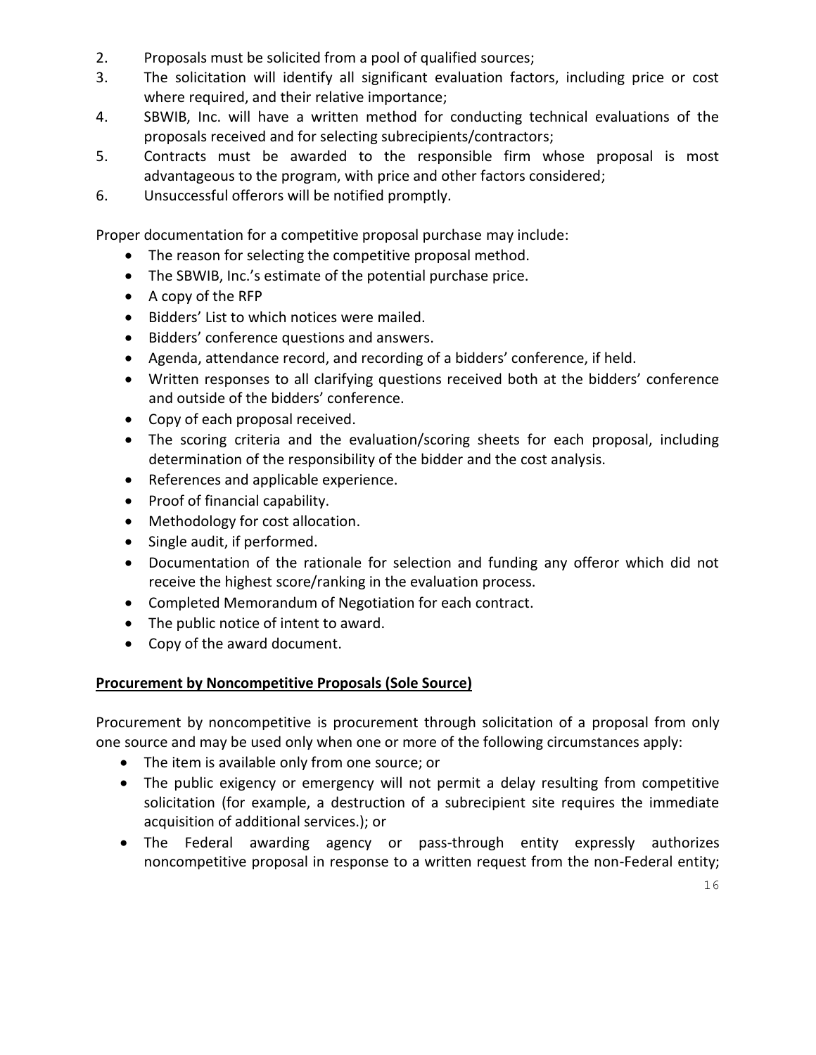2. Proposals must be solicited from a pool of qualified sources;
3. The solicitation will identify all significant evaluation factors, including price or cost where required, and their relative importance;
4. SBWIB, Inc. will have a written method for conducting technical evaluations of the proposals received and for selecting subrecipients/contractors;
5. Contracts must be awarded to the responsible firm whose proposal is most advantageous to the program, with price and other factors considered;
6. Unsuccessful offerors will be notified promptly.

Proper documentation for a competitive proposal purchase may include:

- The reason for selecting the competitive proposal method.
- The SBWIB, Inc.'s estimate of the potential purchase price.
- A copy of the RFP
- Bidders' List to which notices were mailed.
- Bidders' conference questions and answers.
- Agenda, attendance record, and recording of a bidders' conference, if held.
- Written responses to all clarifying questions received both at the bidders' conference and outside of the bidders' conference.
- Copy of each proposal received.
- The scoring criteria and the evaluation/scoring sheets for each proposal, including determination of the responsibility of the bidder and the cost analysis.
- References and applicable experience.
- Proof of financial capability.
- Methodology for cost allocation.
- Single audit, if performed.
- Documentation of the rationale for selection and funding any offeror which did not receive the highest score/ranking in the evaluation process.
- Completed Memorandum of Negotiation for each contract.
- The public notice of intent to award.
- Copy of the award document.

**Procurement by Noncompetitive Proposals (Sole Source)**

Procurement by noncompetitive is procurement through solicitation of a proposal from only one source and may be used only when one or more of the following circumstances apply:

- The item is available only from one source; or
- The public exigency or emergency will not permit a delay resulting from competitive solicitation (for example, a destruction of a subrecipient site requires the immediate acquisition of additional services.); or
- The Federal awarding agency or pass-through entity expressly authorizes noncompetitive proposal in response to a written request from the non-Federal entity;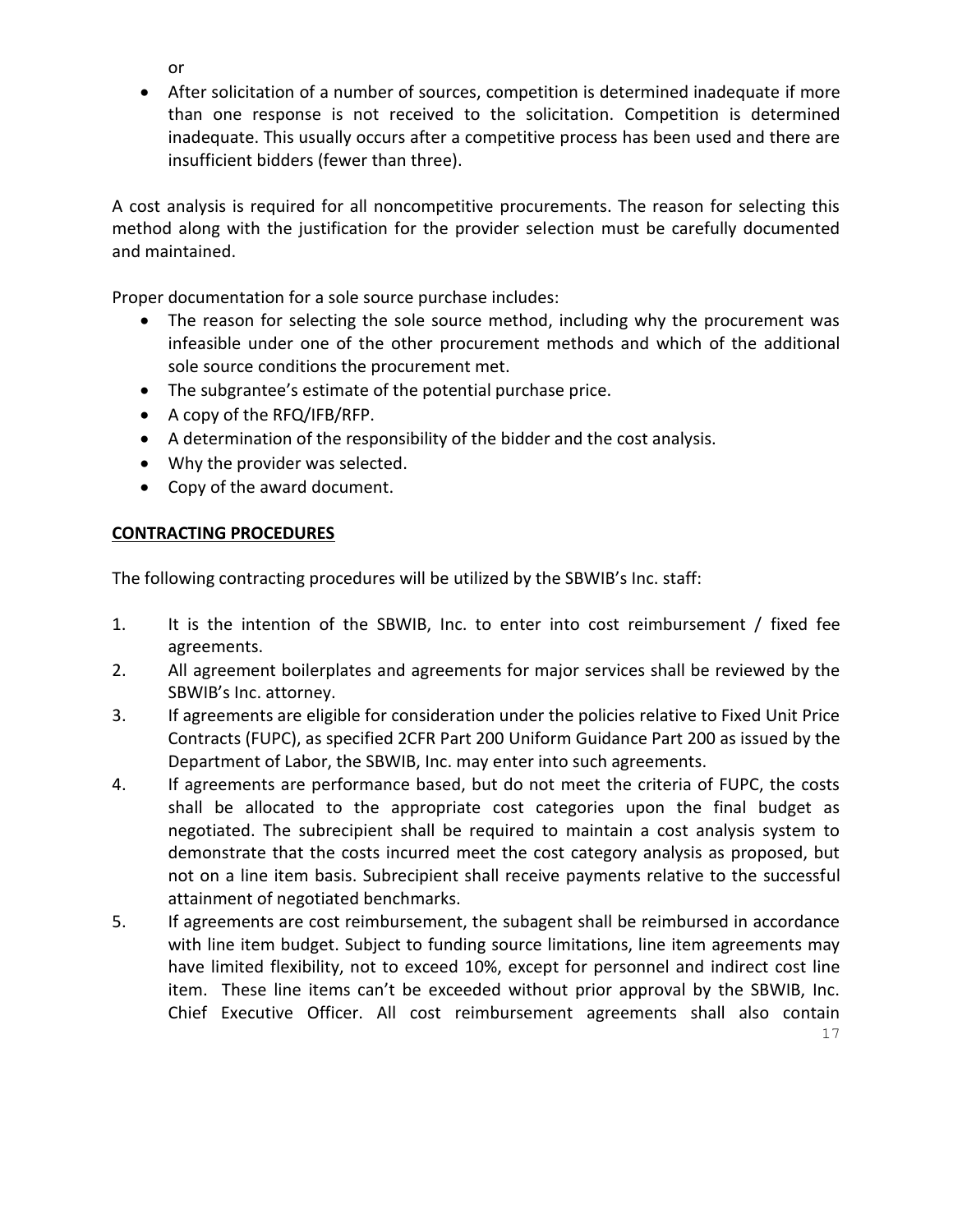or

- After solicitation of a number of sources, competition is determined inadequate if more than one response is not received to the solicitation. Competition is determined inadequate. This usually occurs after a competitive process has been used and there are insufficient bidders (fewer than three).

A cost analysis is required for all noncompetitive procurements. The reason for selecting this method along with the justification for the provider selection must be carefully documented and maintained.

Proper documentation for a sole source purchase includes:

- The reason for selecting the sole source method, including why the procurement was infeasible under one of the other procurement methods and which of the additional sole source conditions the procurement met.
- The subgrantee's estimate of the potential purchase price.
- A copy of the RFQ/IFB/RFP.
- A determination of the responsibility of the bidder and the cost analysis.
- Why the provider was selected.
- Copy of the award document.

## CONTRACTING PROCEDURES

The following contracting procedures will be utilized by the SBWIB's Inc. staff:

1. It is the intention of the SBWIB, Inc. to enter into cost reimbursement / fixed fee agreements.
2. All agreement boilerplates and agreements for major services shall be reviewed by the SBWIB's Inc. attorney.
3. If agreements are eligible for consideration under the policies relative to Fixed Unit Price Contracts (FUPC), as specified 2CFR Part 200 Uniform Guidance Part 200 as issued by the Department of Labor, the SBWIB, Inc. may enter into such agreements.
4. If agreements are performance based, but do not meet the criteria of FUPC, the costs shall be allocated to the appropriate cost categories upon the final budget as negotiated. The subrecipient shall be required to maintain a cost analysis system to demonstrate that the costs incurred meet the cost category analysis as proposed, but not on a line item basis. Subrecipient shall receive payments relative to the successful attainment of negotiated benchmarks.
5. If agreements are cost reimbursement, the subagent shall be reimbursed in accordance with line item budget. Subject to funding source limitations, line item agreements may have limited flexibility, not to exceed 10%, except for personnel and indirect cost line item. These line items can't be exceeded without prior approval by the SBWIB, Inc. Chief Executive Officer. All cost reimbursement agreements shall also contain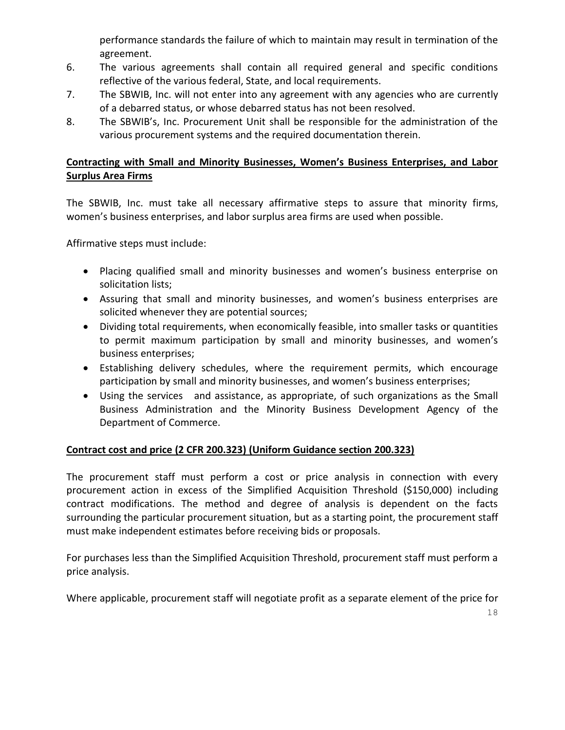performance standards the failure of which to maintain may result in termination of the agreement.

6. The various agreements shall contain all required general and specific conditions reflective of the various federal, State, and local requirements.
7. The SBWIB, Inc. will not enter into any agreement with any agencies who are currently of a debarred status, or whose debarred status has not been resolved.
8. The SBWIB's, Inc. Procurement Unit shall be responsible for the administration of the various procurement systems and the required documentation therein.

**Contracting with Small and Minority Businesses, Women's Business Enterprises, and Labor Surplus Area Firms**

The SBWIB, Inc. must take all necessary affirmative steps to assure that minority firms, women's business enterprises, and labor surplus area firms are used when possible.

Affirmative steps must include:

- Placing qualified small and minority businesses and women's business enterprise on solicitation lists;
- Assuring that small and minority businesses, and women's business enterprises are solicited whenever they are potential sources;
- Dividing total requirements, when economically feasible, into smaller tasks or quantities to permit maximum participation by small and minority businesses, and women's business enterprises;
- Establishing delivery schedules, where the requirement permits, which encourage participation by small and minority businesses, and women's business enterprises;
- Using the services and assistance, as appropriate, of such organizations as the Small Business Administration and the Minority Business Development Agency of the Department of Commerce.

**Contract cost and price (2 CFR 200.323) (Uniform Guidance section 200.323)**

The procurement staff must perform a cost or price analysis in connection with every procurement action in excess of the Simplified Acquisition Threshold ($150,000) including contract modifications. The method and degree of analysis is dependent on the facts surrounding the particular procurement situation, but as a starting point, the procurement staff must make independent estimates before receiving bids or proposals.

For purchases less than the Simplified Acquisition Threshold, procurement staff must perform a price analysis.

Where applicable, procurement staff will negotiate profit as a separate element of the price for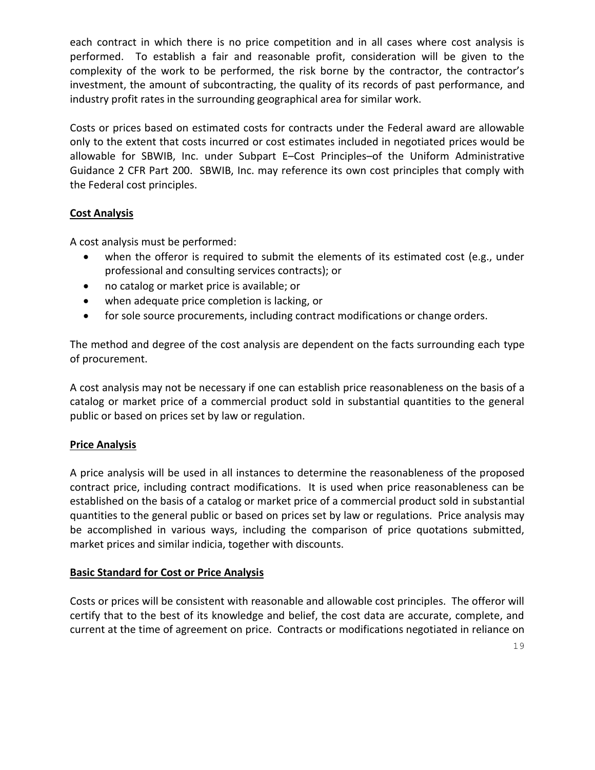each contract in which there is no price competition and in all cases where cost analysis is performed. To establish a fair and reasonable profit, consideration will be given to the complexity of the work to be performed, the risk borne by the contractor, the contractor's investment, the amount of subcontracting, the quality of its records of past performance, and industry profit rates in the surrounding geographical area for similar work.

Costs or prices based on estimated costs for contracts under the Federal award are allowable only to the extent that costs incurred or cost estimates included in negotiated prices would be allowable for SBWIB, Inc. under Subpart E–Cost Principles–of the Uniform Administrative Guidance 2 CFR Part 200. SBWIB, Inc. may reference its own cost principles that comply with the Federal cost principles.

**Cost Analysis**

A cost analysis must be performed:

- when the offeror is required to submit the elements of its estimated cost (e.g., under professional and consulting services contracts); or
- no catalog or market price is available; or
- when adequate price completion is lacking, or
- for sole source procurements, including contract modifications or change orders.

The method and degree of the cost analysis are dependent on the facts surrounding each type of procurement.

A cost analysis may not be necessary if one can establish price reasonableness on the basis of a catalog or market price of a commercial product sold in substantial quantities to the general public or based on prices set by law or regulation.

**Price Analysis**

A price analysis will be used in all instances to determine the reasonableness of the proposed contract price, including contract modifications. It is used when price reasonableness can be established on the basis of a catalog or market price of a commercial product sold in substantial quantities to the general public or based on prices set by law or regulations. Price analysis may be accomplished in various ways, including the comparison of price quotations submitted, market prices and similar indicia, together with discounts.

**Basic Standard for Cost or Price Analysis**

Costs or prices will be consistent with reasonable and allowable cost principles. The offeror will certify that to the best of its knowledge and belief, the cost data are accurate, complete, and current at the time of agreement on price. Contracts or modifications negotiated in reliance on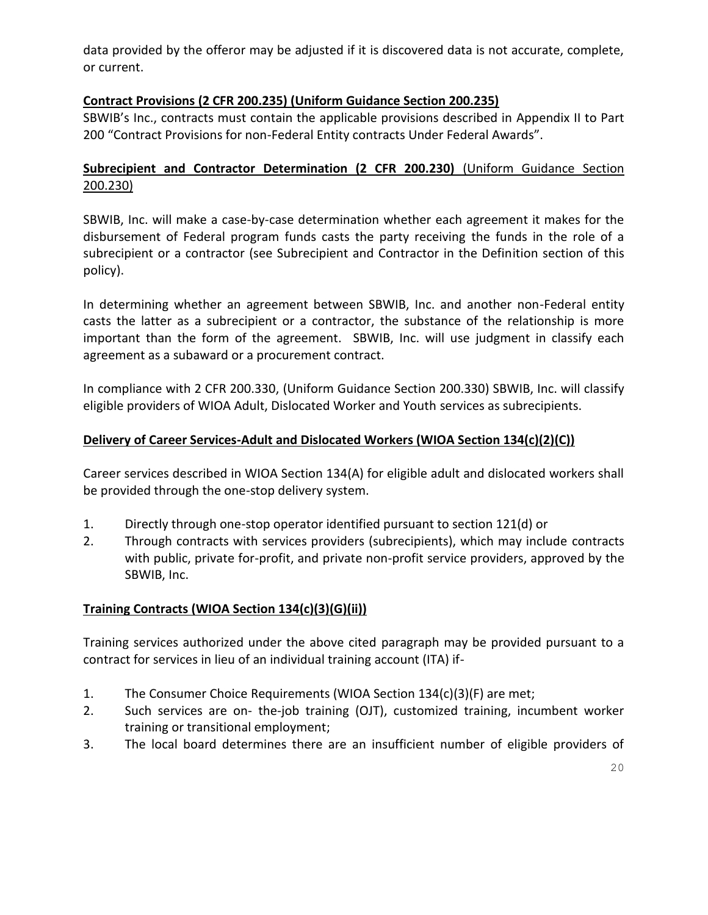data provided by the offeror may be adjusted if it is discovered data is not accurate, complete, or current.

**Contract Provisions (2 CFR 200.235) (Uniform Guidance Section 200.235)**

SBWIB's Inc., contracts must contain the applicable provisions described in Appendix II to Part 200 "Contract Provisions for non-Federal Entity contracts Under Federal Awards".

**Subrecipient and Contractor Determination (2 CFR 200.230)** (Uniform Guidance Section 200.230)

SBWIB, Inc. will make a case-by-case determination whether each agreement it makes for the disbursement of Federal program funds casts the party receiving the funds in the role of a subrecipient or a contractor (see Subrecipient and Contractor in the Definition section of this policy).

In determining whether an agreement between SBWIB, Inc. and another non-Federal entity casts the latter as a subrecipient or a contractor, the substance of the relationship is more important than the form of the agreement. SBWIB, Inc. will use judgment in classify each agreement as a subaward or a procurement contract.

In compliance with 2 CFR 200.330, (Uniform Guidance Section 200.330) SBWIB, Inc. will classify eligible providers of WIOA Adult, Dislocated Worker and Youth services as subrecipients.

**Delivery of Career Services-Adult and Dislocated Workers (WIOA Section 134(c)(2)(C))**

Career services described in WIOA Section 134(A) for eligible adult and dislocated workers shall be provided through the one-stop delivery system.

1. Directly through one-stop operator identified pursuant to section 121(d) or
2. Through contracts with services providers (subrecipients), which may include contracts with public, private for-profit, and private non-profit service providers, approved by the SBWIB, Inc.

**Training Contracts (WIOA Section 134(c)(3)(G)(ii))**

Training services authorized under the above cited paragraph may be provided pursuant to a contract for services in lieu of an individual training account (ITA) if-

1. The Consumer Choice Requirements (WIOA Section 134(c)(3)(F) are met;
2. Such services are on- the-job training (OJT), customized training, incumbent worker training or transitional employment;
3. The local board determines there are an insufficient number of eligible providers of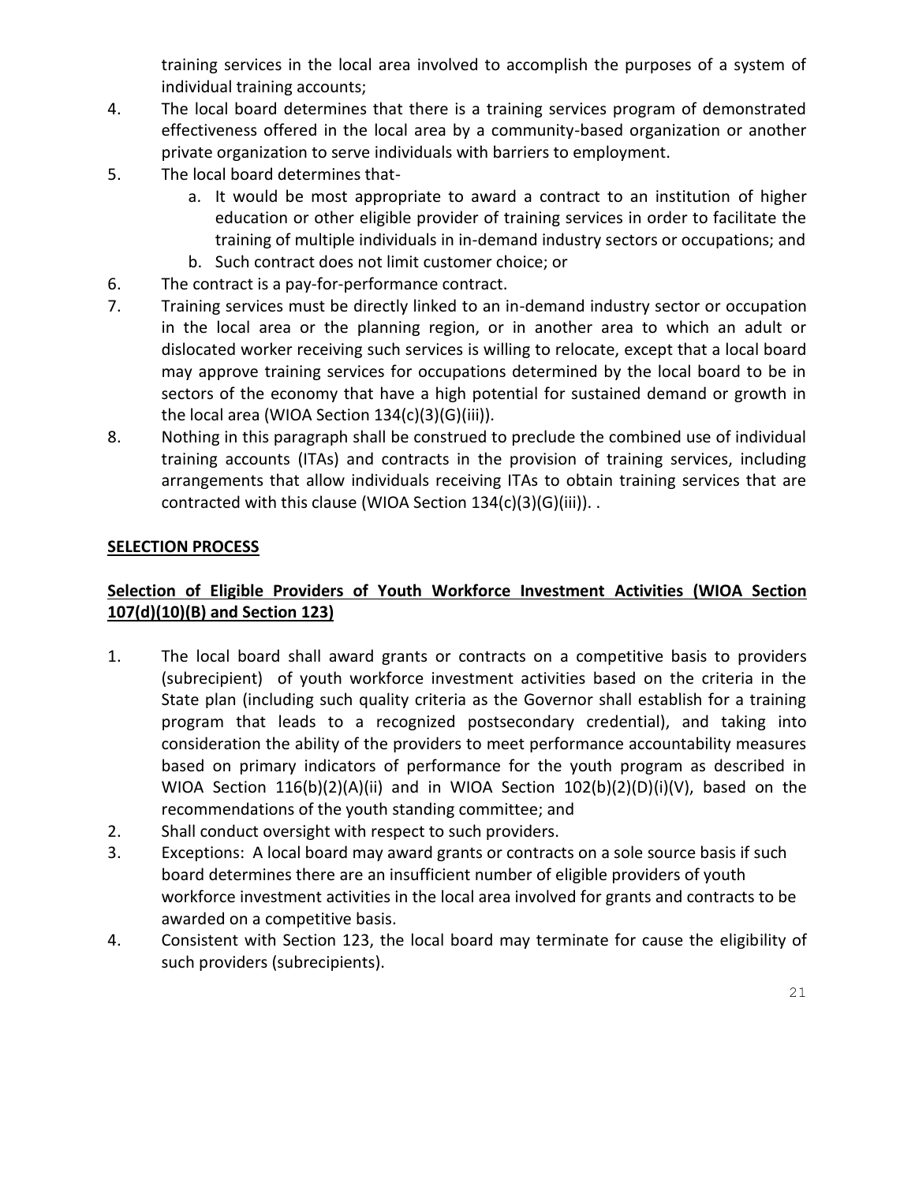training services in the local area involved to accomplish the purposes of a system of individual training accounts;

4. The local board determines that there is a training services program of demonstrated effectiveness offered in the local area by a community-based organization or another private organization to serve individuals with barriers to employment.
5. The local board determines that-
   a. It would be most appropriate to award a contract to an institution of higher education or other eligible provider of training services in order to facilitate the training of multiple individuals in in-demand industry sectors or occupations; and
   b. Such contract does not limit customer choice; or
6. The contract is a pay-for-performance contract.
7. Training services must be directly linked to an in-demand industry sector or occupation in the local area or the planning region, or in another area to which an adult or dislocated worker receiving such services is willing to relocate, except that a local board may approve training services for occupations determined by the local board to be in sectors of the economy that have a high potential for sustained demand or growth in the local area (WIOA Section 134(c)(3)(G)(iii)).
8. Nothing in this paragraph shall be construed to preclude the combined use of individual training accounts (ITAs) and contracts in the provision of training services, including arrangements that allow individuals receiving ITAs to obtain training services that are contracted with this clause (WIOA Section 134(c)(3)(G)(iii)). .

**SELECTION PROCESS**

**Selection of Eligible Providers of Youth Workforce Investment Activities (WIOA Section 107(d)(10)(B) and Section 123)**

1. The local board shall award grants or contracts on a competitive basis to providers (subrecipient) of youth workforce investment activities based on the criteria in the State plan (including such quality criteria as the Governor shall establish for a training program that leads to a recognized postsecondary credential), and taking into consideration the ability of the providers to meet performance accountability measures based on primary indicators of performance for the youth program as described in WIOA Section 116(b)(2)(A)(ii) and in WIOA Section 102(b)(2)(D)(i)(V), based on the recommendations of the youth standing committee; and
2. Shall conduct oversight with respect to such providers.
3. Exceptions: A local board may award grants or contracts on a sole source basis if such board determines there are an insufficient number of eligible providers of youth workforce investment activities in the local area involved for grants and contracts to be awarded on a competitive basis.
4. Consistent with Section 123, the local board may terminate for cause the eligibility of such providers (subrecipients).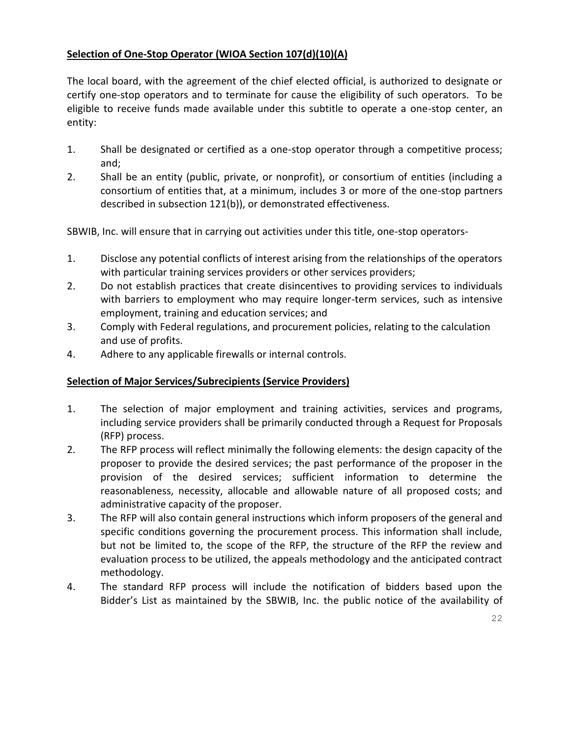**Selection of One-Stop Operator (WIOA Section 107(d)(10)(A)**

The local board, with the agreement of the chief elected official, is authorized to designate or certify one-stop operators and to terminate for cause the eligibility of such operators. To be eligible to receive funds made available under this subtitle to operate a one-stop center, an entity:

1. Shall be designated or certified as a one-stop operator through a competitive process; and;
2. Shall be an entity (public, private, or nonprofit), or consortium of entities (including a consortium of entities that, at a minimum, includes 3 or more of the one-stop partners described in subsection 121(b)), or demonstrated effectiveness.

SBWIB, Inc. will ensure that in carrying out activities under this title, one-stop operators-

1. Disclose any potential conflicts of interest arising from the relationships of the operators with particular training services providers or other services providers;
2. Do not establish practices that create disincentives to providing services to individuals with barriers to employment who may require longer-term services, such as intensive employment, training and education services; and
3. Comply with Federal regulations, and procurement policies, relating to the calculation and use of profits.
4. Adhere to any applicable firewalls or internal controls.

**Selection of Major Services/Subrecipients (Service Providers)**

1. The selection of major employment and training activities, services and programs, including service providers shall be primarily conducted through a Request for Proposals (RFP) process.
2. The RFP process will reflect minimally the following elements: the design capacity of the proposer to provide the desired services; the past performance of the proposer in the provision of the desired services; sufficient information to determine the reasonableness, necessity, allocable and allowable nature of all proposed costs; and administrative capacity of the proposer.
3. The RFP will also contain general instructions which inform proposers of the general and specific conditions governing the procurement process. This information shall include, but not be limited to, the scope of the RFP, the structure of the RFP the review and evaluation process to be utilized, the appeals methodology and the anticipated contract methodology.
4. The standard RFP process will include the notification of bidders based upon the Bidder's List as maintained by the SBWIB, Inc. the public notice of the availability of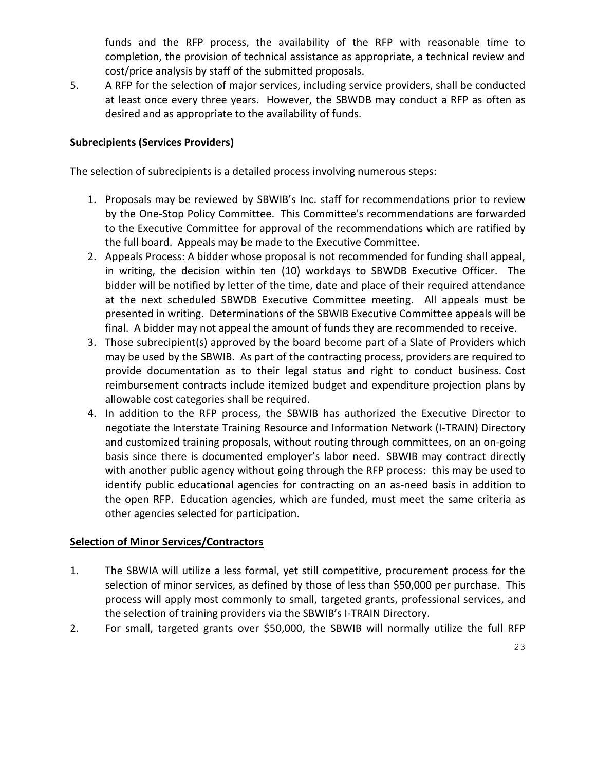funds and the RFP process, the availability of the RFP with reasonable time to completion, the provision of technical assistance as appropriate, a technical review and cost/price analysis by staff of the submitted proposals.

5. A RFP for the selection of major services, including service providers, shall be conducted at least once every three years. However, the SBWDB may conduct a RFP as often as desired and as appropriate to the availability of funds.

**Subrecipients (Services Providers)**

The selection of subrecipients is a detailed process involving numerous steps:

1. Proposals may be reviewed by SBWIB's Inc. staff for recommendations prior to review by the One-Stop Policy Committee. This Committee's recommendations are forwarded to the Executive Committee for approval of the recommendations which are ratified by the full board. Appeals may be made to the Executive Committee.
2. Appeals Process: A bidder whose proposal is not recommended for funding shall appeal, in writing, the decision within ten (10) workdays to SBWDB Executive Officer. The bidder will be notified by letter of the time, date and place of their required attendance at the next scheduled SBWDB Executive Committee meeting. All appeals must be presented in writing. Determinations of the SBWIB Executive Committee appeals will be final. A bidder may not appeal the amount of funds they are recommended to receive.
3. Those subrecipient(s) approved by the board become part of a Slate of Providers which may be used by the SBWIB. As part of the contracting process, providers are required to provide documentation as to their legal status and right to conduct business. Cost reimbursement contracts include itemized budget and expenditure projection plans by allowable cost categories shall be required.
4. In addition to the RFP process, the SBWIB has authorized the Executive Director to negotiate the Interstate Training Resource and Information Network (I-TRAIN) Directory and customized training proposals, without routing through committees, on an on-going basis since there is documented employer's labor need. SBWIB may contract directly with another public agency without going through the RFP process: this may be used to identify public educational agencies for contracting on an as-need basis in addition to the open RFP. Education agencies, which are funded, must meet the same criteria as other agencies selected for participation.

**Selection of Minor Services/Contractors**

1. The SBWIA will utilize a less formal, yet still competitive, procurement process for the selection of minor services, as defined by those of less than $50,000 per purchase. This process will apply most commonly to small, targeted grants, professional services, and the selection of training providers via the SBWIB's I-TRAIN Directory.
2. For small, targeted grants over $50,000, the SBWIB will normally utilize the full RFP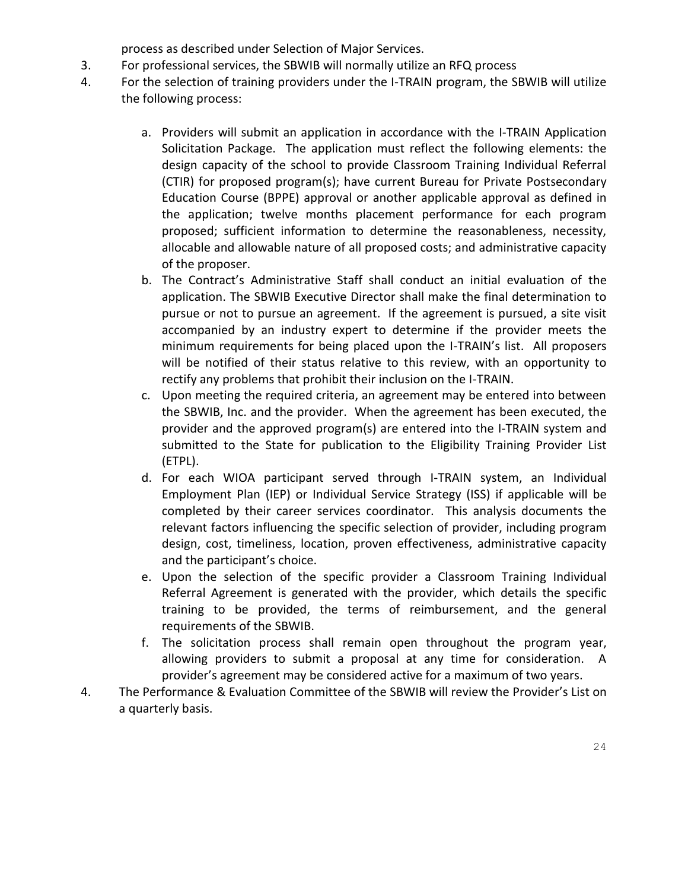process as described under Selection of Major Services.

3. For professional services, the SBWIB will normally utilize an RFQ process
4. For the selection of training providers under the I-TRAIN program, the SBWIB will utilize the following process:

    a. Providers will submit an application in accordance with the I-TRAIN Application Solicitation Package. The application must reflect the following elements: the design capacity of the school to provide Classroom Training Individual Referral (CTIR) for proposed program(s); have current Bureau for Private Postsecondary Education Course (BPPE) approval or another applicable approval as defined in the application; twelve months placement performance for each program proposed; sufficient information to determine the reasonableness, necessity, allocable and allowable nature of all proposed costs; and administrative capacity of the proposer.
    b. The Contract's Administrative Staff shall conduct an initial evaluation of the application. The SBWIB Executive Director shall make the final determination to pursue or not to pursue an agreement. If the agreement is pursued, a site visit accompanied by an industry expert to determine if the provider meets the minimum requirements for being placed upon the I-TRAIN's list. All proposers will be notified of their status relative to this review, with an opportunity to rectify any problems that prohibit their inclusion on the I-TRAIN.
    c. Upon meeting the required criteria, an agreement may be entered into between the SBWIB, Inc. and the provider. When the agreement has been executed, the provider and the approved program(s) are entered into the I-TRAIN system and submitted to the State for publication to the Eligibility Training Provider List (ETPL).
    d. For each WIOA participant served through I-TRAIN system, an Individual Employment Plan (IEP) or Individual Service Strategy (ISS) if applicable will be completed by their career services coordinator. This analysis documents the relevant factors influencing the specific selection of provider, including program design, cost, timeliness, location, proven effectiveness, administrative capacity and the participant's choice.
    e. Upon the selection of the specific provider a Classroom Training Individual Referral Agreement is generated with the provider, which details the specific training to be provided, the terms of reimbursement, and the general requirements of the SBWIB.
    f. The solicitation process shall remain open throughout the program year, allowing providers to submit a proposal at any time for consideration. A provider's agreement may be considered active for a maximum of two years.

4. The Performance & Evaluation Committee of the SBWIB will review the Provider's List on a quarterly basis.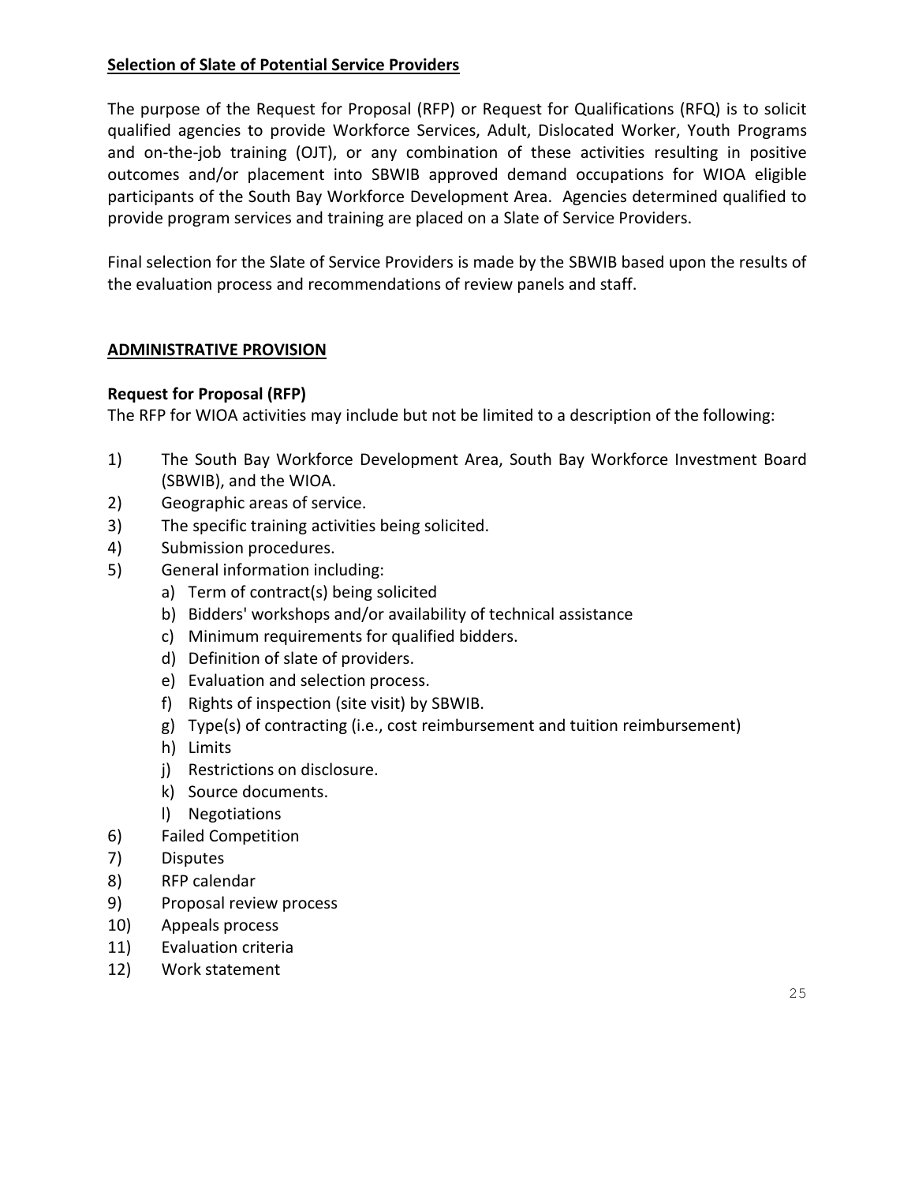**<u>Selection of Slate of Potential Service Providers</u>**

The purpose of the Request for Proposal (RFP) or Request for Qualifications (RFQ) is to solicit qualified agencies to provide Workforce Services, Adult, Dislocated Worker, Youth Programs and on-the-job training (OJT), or any combination of these activities resulting in positive outcomes and/or placement into SBWIB approved demand occupations for WIOA eligible participants of the South Bay Workforce Development Area. Agencies determined qualified to provide program services and training are placed on a Slate of Service Providers.

Final selection for the Slate of Service Providers is made by the SBWIB based upon the results of the evaluation process and recommendations of review panels and staff.

## <u>ADMINISTRATIVE PROVISION</u>

### Request for Proposal (RFP)

The RFP for WIOA activities may include but not be limited to a description of the following:

1) The South Bay Workforce Development Area, South Bay Workforce Investment Board (SBWIB), and the WIOA.
2) Geographic areas of service.
3) The specific training activities being solicited.
4) Submission procedures.
5) General information including:
   a) Term of contract(s) being solicited
   b) Bidders' workshops and/or availability of technical assistance
   c) Minimum requirements for qualified bidders.
   d) Definition of slate of providers.
   e) Evaluation and selection process.
   f) Rights of inspection (site visit) by SBWIB.
   g) Type(s) of contracting (i.e., cost reimbursement and tuition reimbursement)
   h) Limits
   j) Restrictions on disclosure.
   k) Source documents.
   l) Negotiations
6) Failed Competition
7) Disputes
8) RFP calendar
9) Proposal review process
10) Appeals process
11) Evaluation criteria
12) Work statement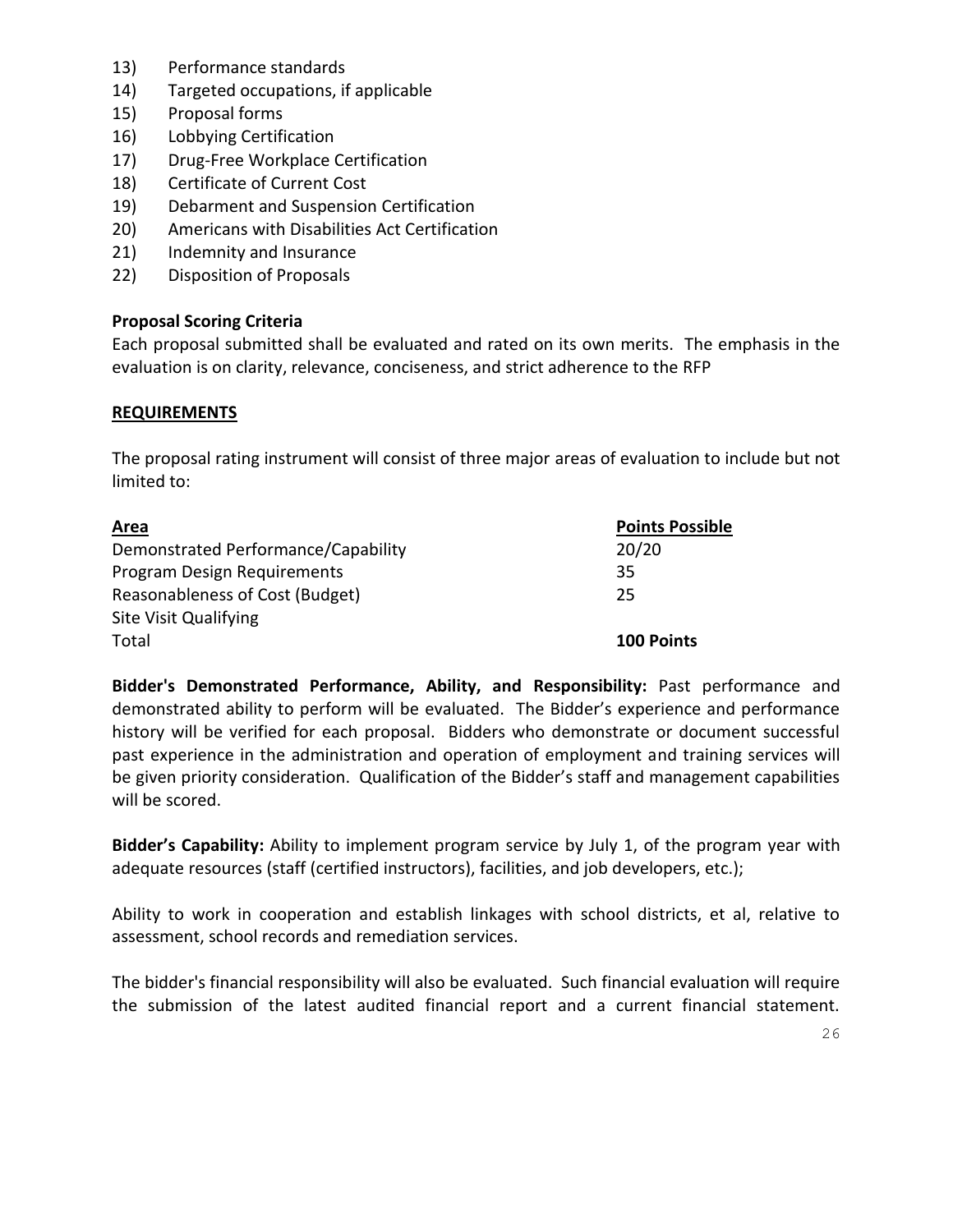13) Performance standards
14) Targeted occupations, if applicable
15) Proposal forms
16) Lobbying Certification
17) Drug-Free Workplace Certification
18) Certificate of Current Cost
19) Debarment and Suspension Certification
20) Americans with Disabilities Act Certification
21) Indemnity and Insurance
22) Disposition of Proposals

**Proposal Scoring Criteria**

Each proposal submitted shall be evaluated and rated on its own merits. The emphasis in the evaluation is on clarity, relevance, conciseness, and strict adherence to the RFP

**REQUIREMENTS**

The proposal rating instrument will consist of three major areas of evaluation to include but not limited to:

| Area | Points Possible |
|---|---|
| Demonstrated Performance/Capability | 20/20 |
| Program Design Requirements | 35 |
| Reasonableness of Cost (Budget) | 25 |
| Site Visit Qualifying | |
| Total | **100 Points** |

**Bidder's Demonstrated Performance, Ability, and Responsibility:** Past performance and demonstrated ability to perform will be evaluated. The Bidder's experience and performance history will be verified for each proposal. Bidders who demonstrate or document successful past experience in the administration and operation of employment and training services will be given priority consideration. Qualification of the Bidder's staff and management capabilities will be scored.

**Bidder's Capability:** Ability to implement program service by July 1, of the program year with adequate resources (staff (certified instructors), facilities, and job developers, etc.);

Ability to work in cooperation and establish linkages with school districts, et al, relative to assessment, school records and remediation services.

The bidder's financial responsibility will also be evaluated. Such financial evaluation will require the submission of the latest audited financial report and a current financial statement.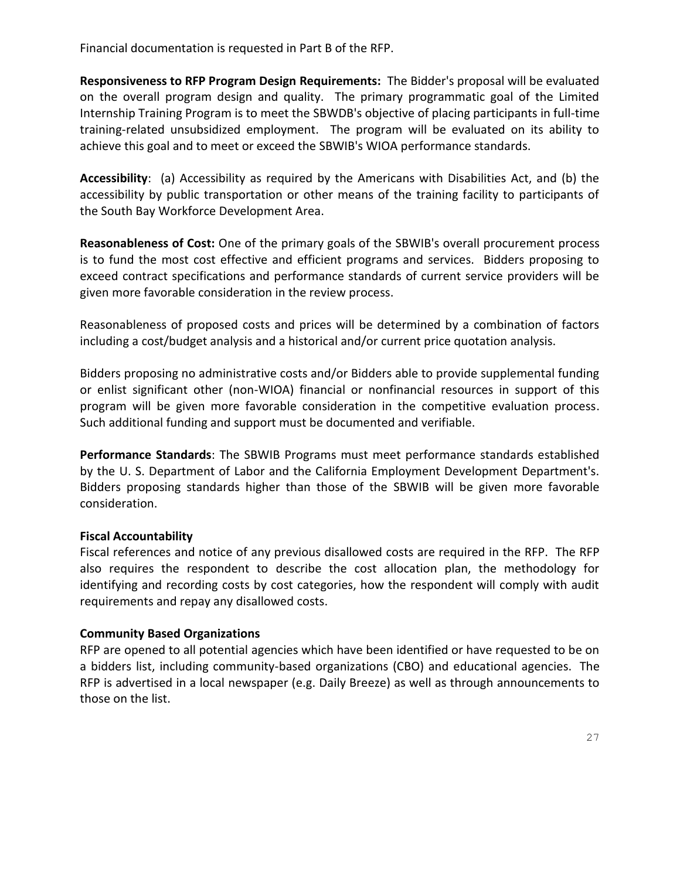Financial documentation is requested in Part B of the RFP.

**Responsiveness to RFP Program Design Requirements:** The Bidder's proposal will be evaluated on the overall program design and quality. The primary programmatic goal of the Limited Internship Training Program is to meet the SBWDB's objective of placing participants in full-time training-related unsubsidized employment. The program will be evaluated on its ability to achieve this goal and to meet or exceed the SBWIB's WIOA performance standards.

**Accessibility**: (a) Accessibility as required by the Americans with Disabilities Act, and (b) the accessibility by public transportation or other means of the training facility to participants of the South Bay Workforce Development Area.

**Reasonableness of Cost:** One of the primary goals of the SBWIB's overall procurement process is to fund the most cost effective and efficient programs and services. Bidders proposing to exceed contract specifications and performance standards of current service providers will be given more favorable consideration in the review process.

Reasonableness of proposed costs and prices will be determined by a combination of factors including a cost/budget analysis and a historical and/or current price quotation analysis.

Bidders proposing no administrative costs and/or Bidders able to provide supplemental funding or enlist significant other (non-WIOA) financial or nonfinancial resources in support of this program will be given more favorable consideration in the competitive evaluation process. Such additional funding and support must be documented and verifiable.

**Performance Standards**: The SBWIB Programs must meet performance standards established by the U. S. Department of Labor and the California Employment Development Department's. Bidders proposing standards higher than those of the SBWIB will be given more favorable consideration.

**Fiscal Accountability**

Fiscal references and notice of any previous disallowed costs are required in the RFP. The RFP also requires the respondent to describe the cost allocation plan, the methodology for identifying and recording costs by cost categories, how the respondent will comply with audit requirements and repay any disallowed costs.

**Community Based Organizations**

RFP are opened to all potential agencies which have been identified or have requested to be on a bidders list, including community-based organizations (CBO) and educational agencies. The RFP is advertised in a local newspaper (e.g. Daily Breeze) as well as through announcements to those on the list.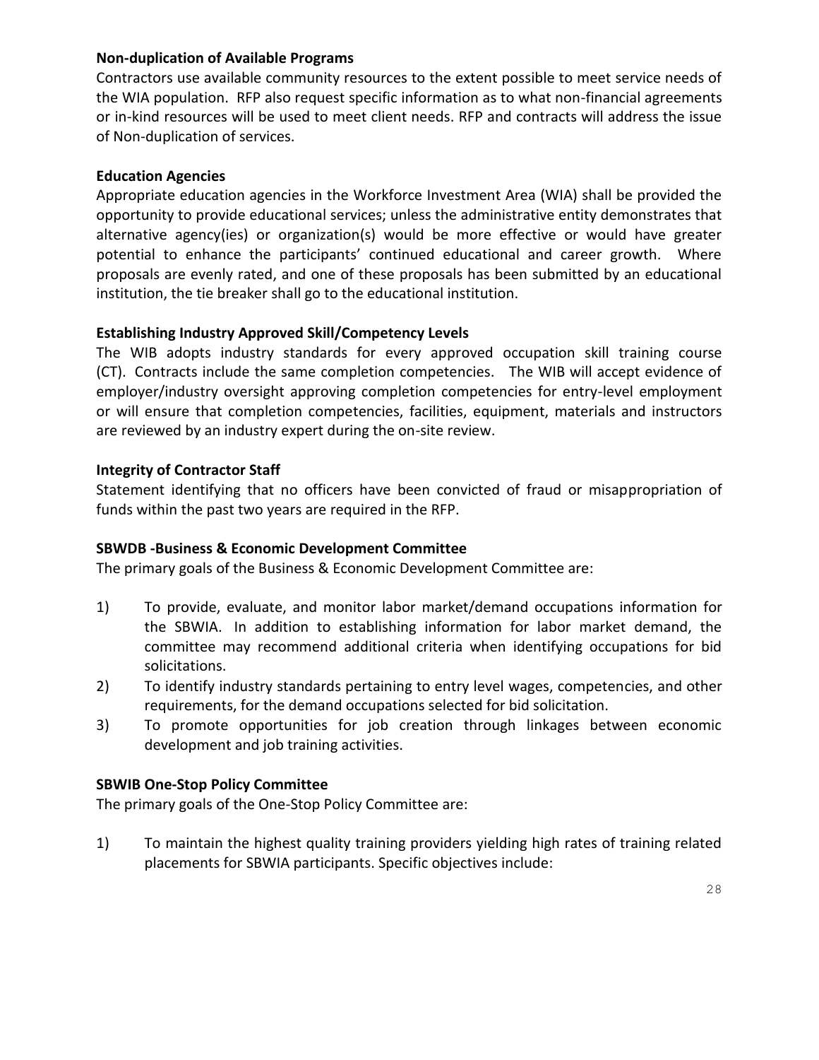**Non-duplication of Available Programs**

Contractors use available community resources to the extent possible to meet service needs of the WIA population. RFP also request specific information as to what non-financial agreements or in-kind resources will be used to meet client needs. RFP and contracts will address the issue of Non-duplication of services.

**Education Agencies**

Appropriate education agencies in the Workforce Investment Area (WIA) shall be provided the opportunity to provide educational services; unless the administrative entity demonstrates that alternative agency(ies) or organization(s) would be more effective or would have greater potential to enhance the participants' continued educational and career growth. Where proposals are evenly rated, and one of these proposals has been submitted by an educational institution, the tie breaker shall go to the educational institution.

**Establishing Industry Approved Skill/Competency Levels**

The WIB adopts industry standards for every approved occupation skill training course (CT). Contracts include the same completion competencies. The WIB will accept evidence of employer/industry oversight approving completion competencies for entry-level employment or will ensure that completion competencies, facilities, equipment, materials and instructors are reviewed by an industry expert during the on-site review.

**Integrity of Contractor Staff**

Statement identifying that no officers have been convicted of fraud or misappropriation of funds within the past two years are required in the RFP.

**SBWDB -Business & Economic Development Committee**

The primary goals of the Business & Economic Development Committee are:

1) To provide, evaluate, and monitor labor market/demand occupations information for the SBWIA. In addition to establishing information for labor market demand, the committee may recommend additional criteria when identifying occupations for bid solicitations.
2) To identify industry standards pertaining to entry level wages, competencies, and other requirements, for the demand occupations selected for bid solicitation.
3) To promote opportunities for job creation through linkages between economic development and job training activities.

**SBWIB One-Stop Policy Committee**

The primary goals of the One-Stop Policy Committee are:

1) To maintain the highest quality training providers yielding high rates of training related placements for SBWIA participants. Specific objectives include: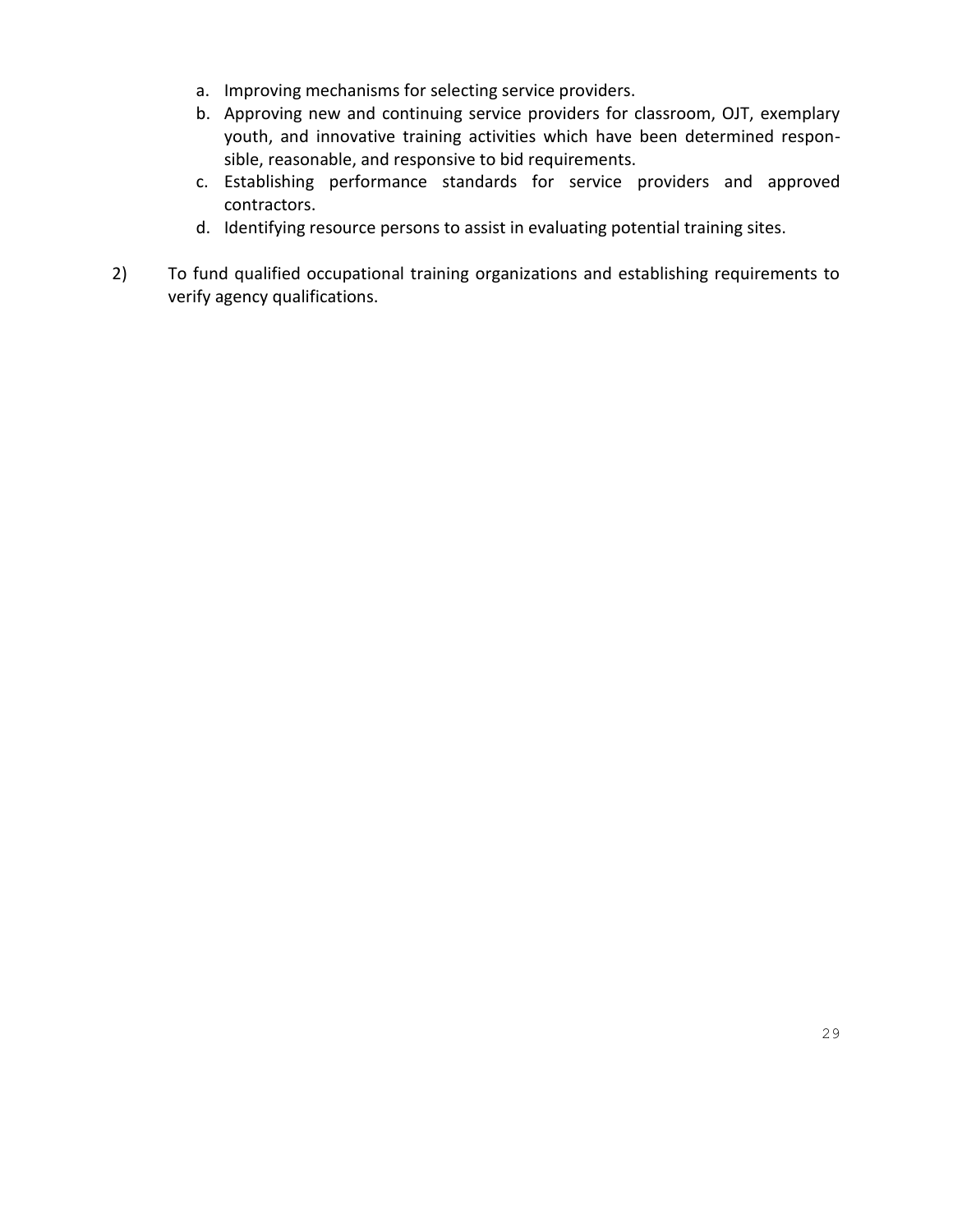a. Improving mechanisms for selecting service providers.
b. Approving new and continuing service providers for classroom, OJT, exemplary youth, and innovative training activities which have been determined responsible, reasonable, and responsive to bid requirements.
c. Establishing performance standards for service providers and approved contractors.
d. Identifying resource persons to assist in evaluating potential training sites.

2) To fund qualified occupational training organizations and establishing requirements to verify agency qualifications.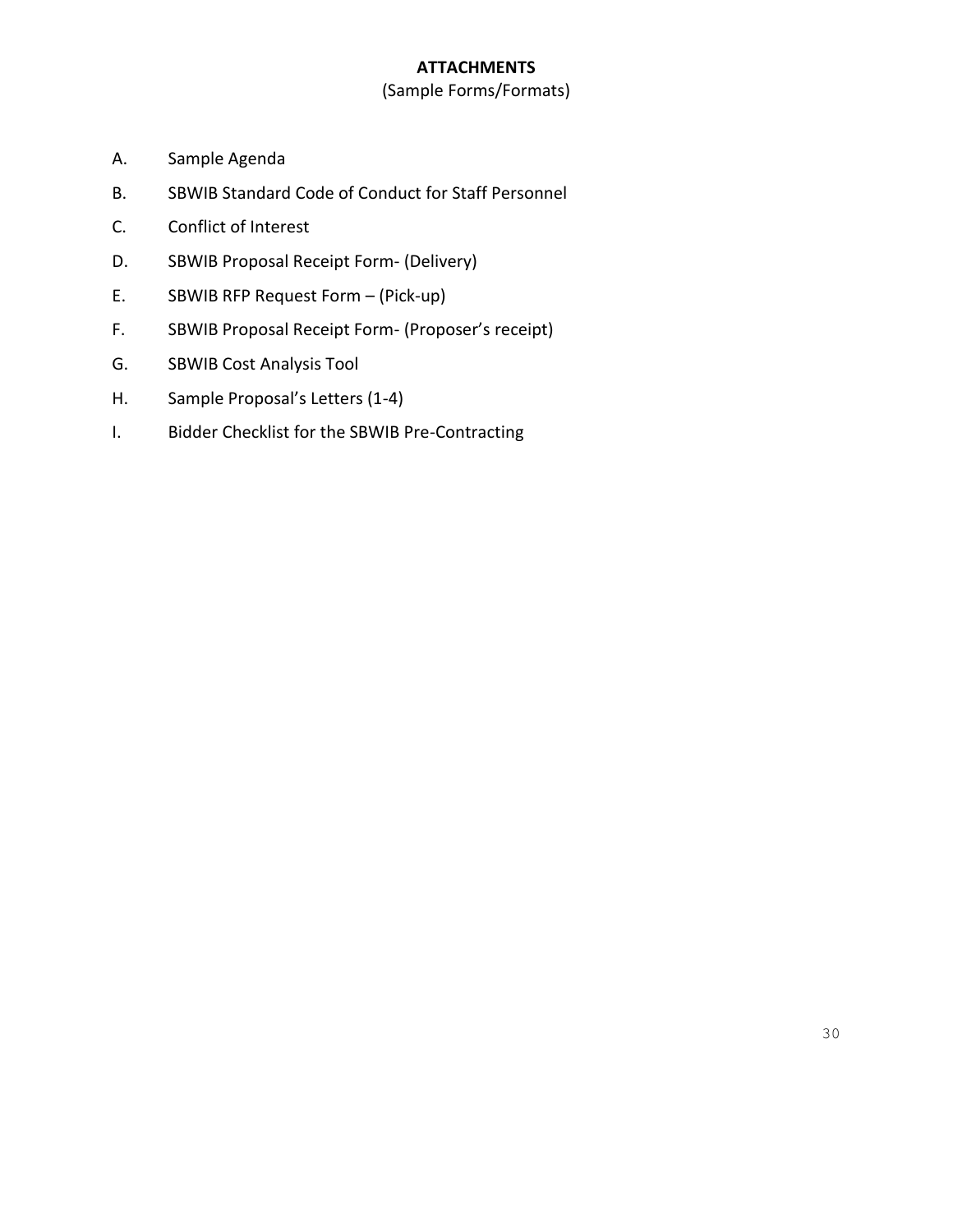# ATTACHMENTS

(Sample Forms/Formats)

A. Sample Agenda

B. SBWIB Standard Code of Conduct for Staff Personnel

C. Conflict of Interest

D. SBWIB Proposal Receipt Form- (Delivery)

E. SBWIB RFP Request Form – (Pick-up)

F. SBWIB Proposal Receipt Form- (Proposer's receipt)

G. SBWIB Cost Analysis Tool

H. Sample Proposal's Letters (1-4)

I. Bidder Checklist for the SBWIB Pre-Contracting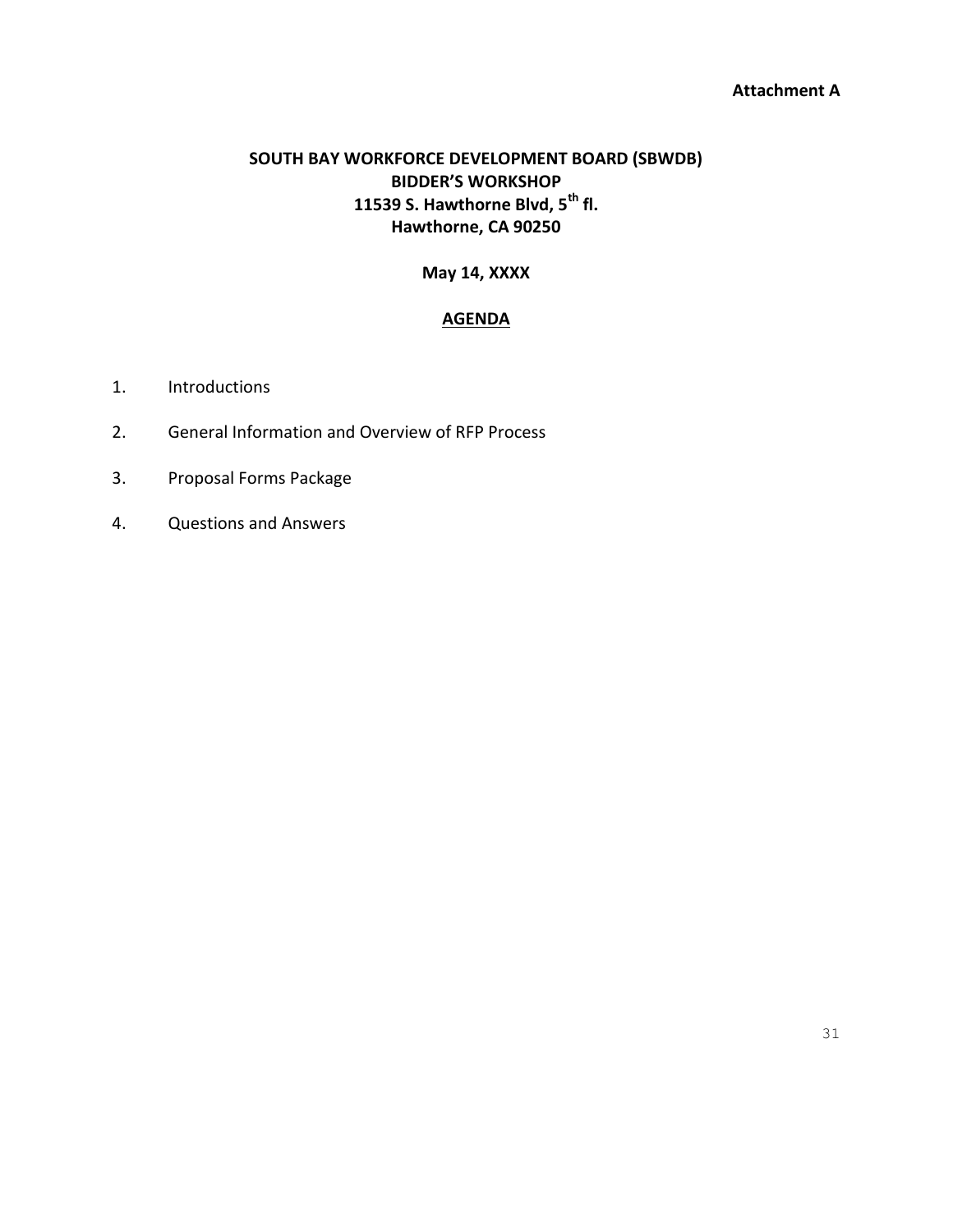**Attachment A**

# SOUTH BAY WORKFORCE DEVELOPMENT BOARD (SBWDB)
## BIDDER'S WORKSHOP
**11539 S. Hawthorne Blvd, 5th fl.**
**Hawthorne, CA 90250**

**May 14, XXXX**

## AGENDA

1. Introductions
2. General Information and Overview of RFP Process
3. Proposal Forms Package
4. Questions and Answers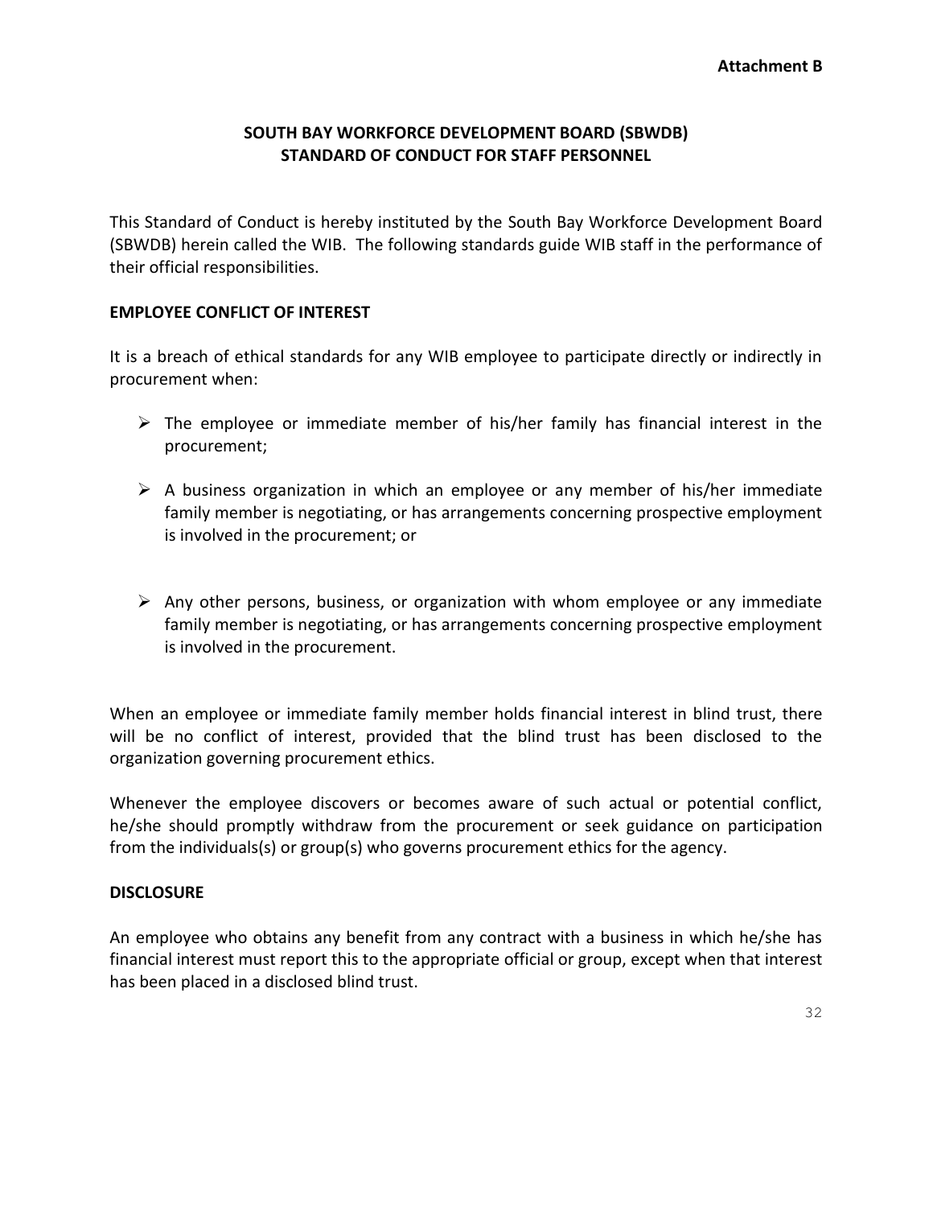**Attachment B**

# SOUTH BAY WORKFORCE DEVELOPMENT BOARD (SBWDB)
# STANDARD OF CONDUCT FOR STAFF PERSONNEL

This Standard of Conduct is hereby instituted by the South Bay Workforce Development Board (SBWDB) herein called the WIB. The following standards guide WIB staff in the performance of their official responsibilities.

## EMPLOYEE CONFLICT OF INTEREST

It is a breach of ethical standards for any WIB employee to participate directly or indirectly in procurement when:

- The employee or immediate member of his/her family has financial interest in the procurement;
- A business organization in which an employee or any member of his/her immediate family member is negotiating, or has arrangements concerning prospective employment is involved in the procurement; or
- Any other persons, business, or organization with whom employee or any immediate family member is negotiating, or has arrangements concerning prospective employment is involved in the procurement.

When an employee or immediate family member holds financial interest in blind trust, there will be no conflict of interest, provided that the blind trust has been disclosed to the organization governing procurement ethics.

Whenever the employee discovers or becomes aware of such actual or potential conflict, he/she should promptly withdraw from the procurement or seek guidance on participation from the individuals(s) or group(s) who governs procurement ethics for the agency.

## DISCLOSURE

An employee who obtains any benefit from any contract with a business in which he/she has financial interest must report this to the appropriate official or group, except when that interest has been placed in a disclosed blind trust.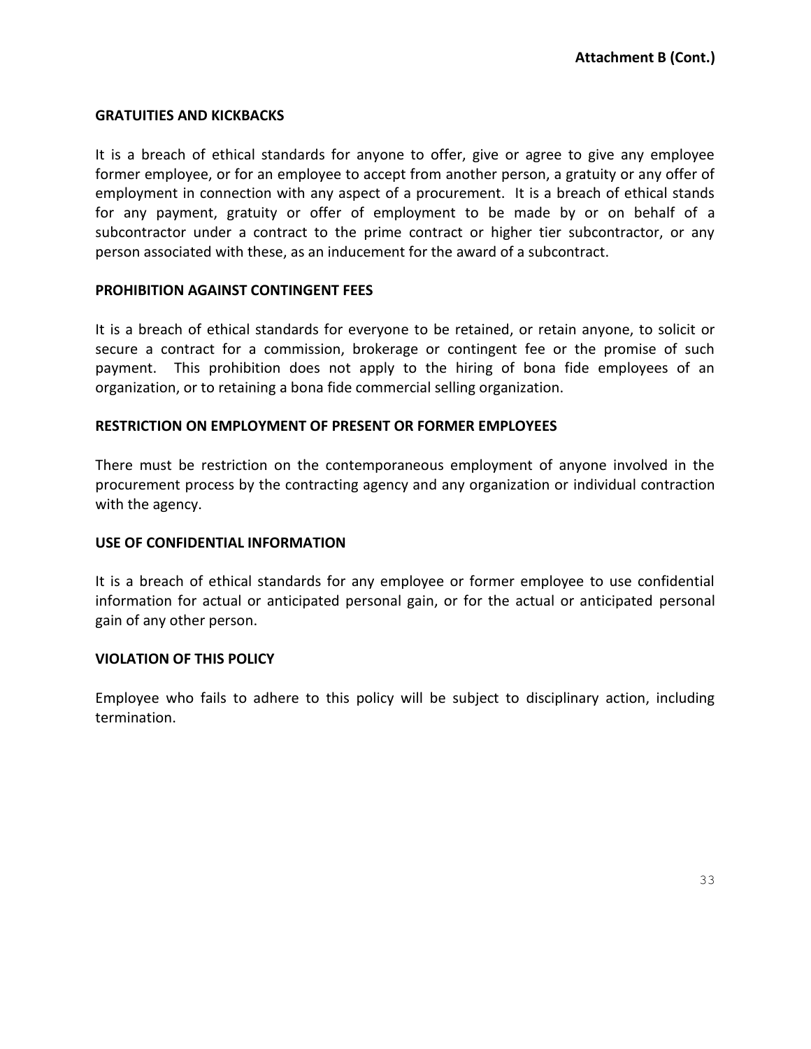**Attachment B (Cont.)**

**GRATUITIES AND KICKBACKS**

It is a breach of ethical standards for anyone to offer, give or agree to give any employee former employee, or for an employee to accept from another person, a gratuity or any offer of employment in connection with any aspect of a procurement. It is a breach of ethical stands for any payment, gratuity or offer of employment to be made by or on behalf of a subcontractor under a contract to the prime contract or higher tier subcontractor, or any person associated with these, as an inducement for the award of a subcontract.

**PROHIBITION AGAINST CONTINGENT FEES**

It is a breach of ethical standards for everyone to be retained, or retain anyone, to solicit or secure a contract for a commission, brokerage or contingent fee or the promise of such payment. This prohibition does not apply to the hiring of bona fide employees of an organization, or to retaining a bona fide commercial selling organization.

**RESTRICTION ON EMPLOYMENT OF PRESENT OR FORMER EMPLOYEES**

There must be restriction on the contemporaneous employment of anyone involved in the procurement process by the contracting agency and any organization or individual contraction with the agency.

**USE OF CONFIDENTIAL INFORMATION**

It is a breach of ethical standards for any employee or former employee to use confidential information for actual or anticipated personal gain, or for the actual or anticipated personal gain of any other person.

**VIOLATION OF THIS POLICY**

Employee who fails to adhere to this policy will be subject to disciplinary action, including termination.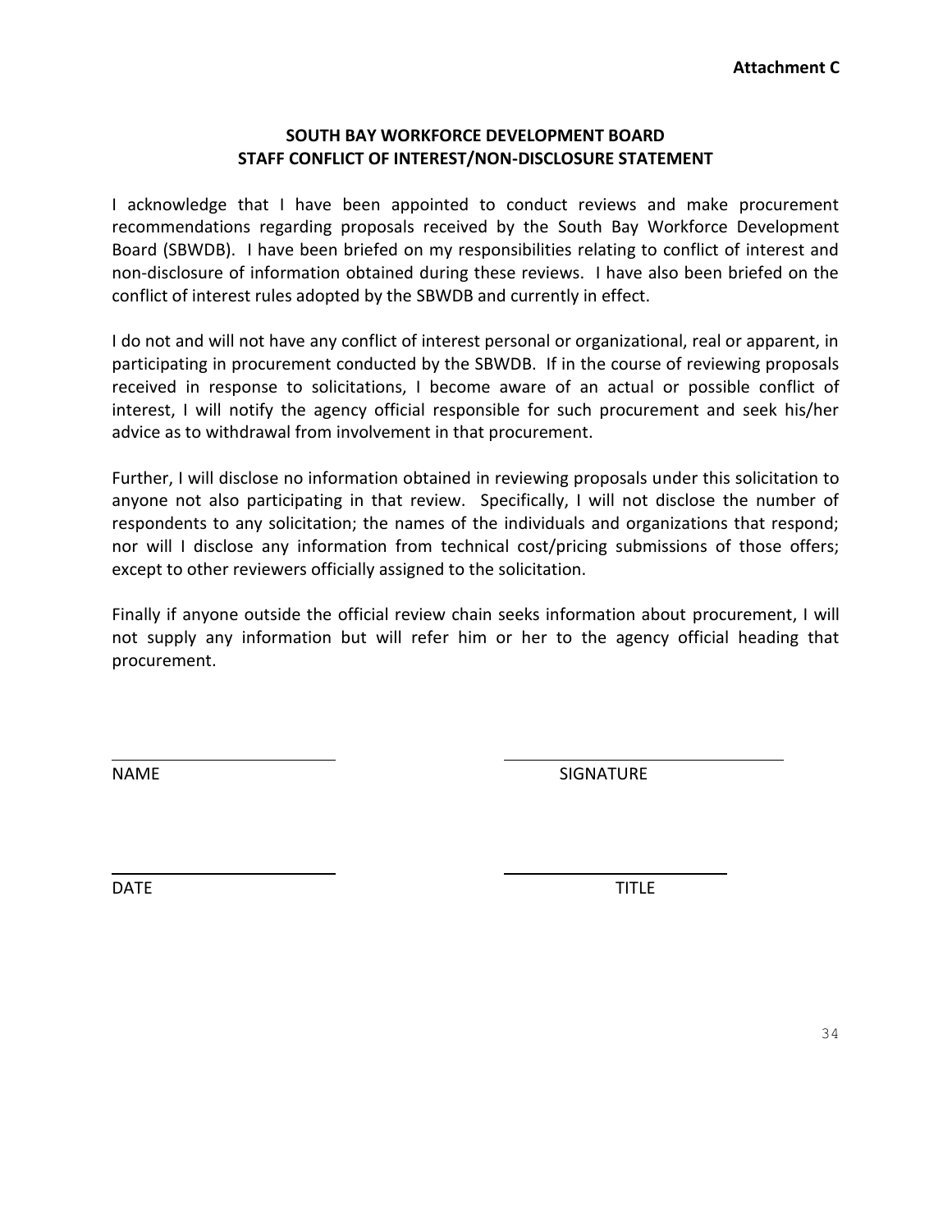**Attachment C**

## SOUTH BAY WORKFORCE DEVELOPMENT BOARD
## STAFF CONFLICT OF INTEREST/NON-DISCLOSURE STATEMENT

I acknowledge that I have been appointed to conduct reviews and make procurement recommendations regarding proposals received by the South Bay Workforce Development Board (SBWDB). I have been briefed on my responsibilities relating to conflict of interest and non-disclosure of information obtained during these reviews. I have also been briefed on the conflict of interest rules adopted by the SBWDB and currently in effect.

I do not and will not have any conflict of interest personal or organizational, real or apparent, in participating in procurement conducted by the SBWDB. If in the course of reviewing proposals received in response to solicitations, I become aware of an actual or possible conflict of interest, I will notify the agency official responsible for such procurement and seek his/her advice as to withdrawal from involvement in that procurement.

Further, I will disclose no information obtained in reviewing proposals under this solicitation to anyone not also participating in that review. Specifically, I will not disclose the number of respondents to any solicitation; the names of the individuals and organizations that respond; nor will I disclose any information from technical cost/pricing submissions of those offers; except to other reviewers officially assigned to the solicitation.

Finally if anyone outside the official review chain seeks information about procurement, I will not supply any information but will refer him or her to the agency official heading that procurement.

\_\_\_\_\_\_\_\_\_\_\_\_\_\_\_\_\_\_\_\_\_\_\_\_ \_\_\_\_\_\_\_\_\_\_\_\_\_\_\_\_\_\_\_\_\_\_\_\_

NAME SIGNATURE

\_\_\_\_\_\_\_\_\_\_\_\_\_\_\_\_\_\_\_\_\_\_\_\_ \_\_\_\_\_\_\_\_\_\_\_\_\_\_\_\_\_\_\_\_\_\_\_\_

DATE TITLE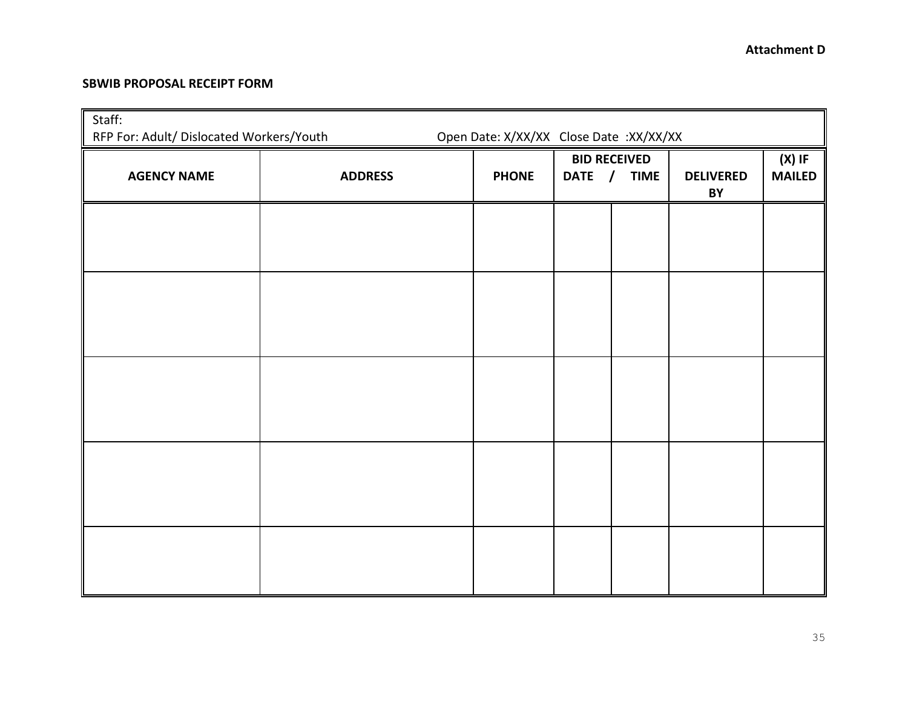Attachment D

**SBWIB PROPOSAL RECEIPT FORM**

Staff:

RFP For: Adult/ Dislocated Workers/Youth    Open Date: X/XX/XX   Close Date :XX/XX/XX

| AGENCY NAME | ADDRESS | PHONE | BID RECEIVED DATE / TIME | | DELIVERED BY | (X) IF MAILED |
|---|---|---|---|---|---|---|
| | | | | | | |
| | | | | | | |
| | | | | | | |
| | | | | | | |
| | | | | | | |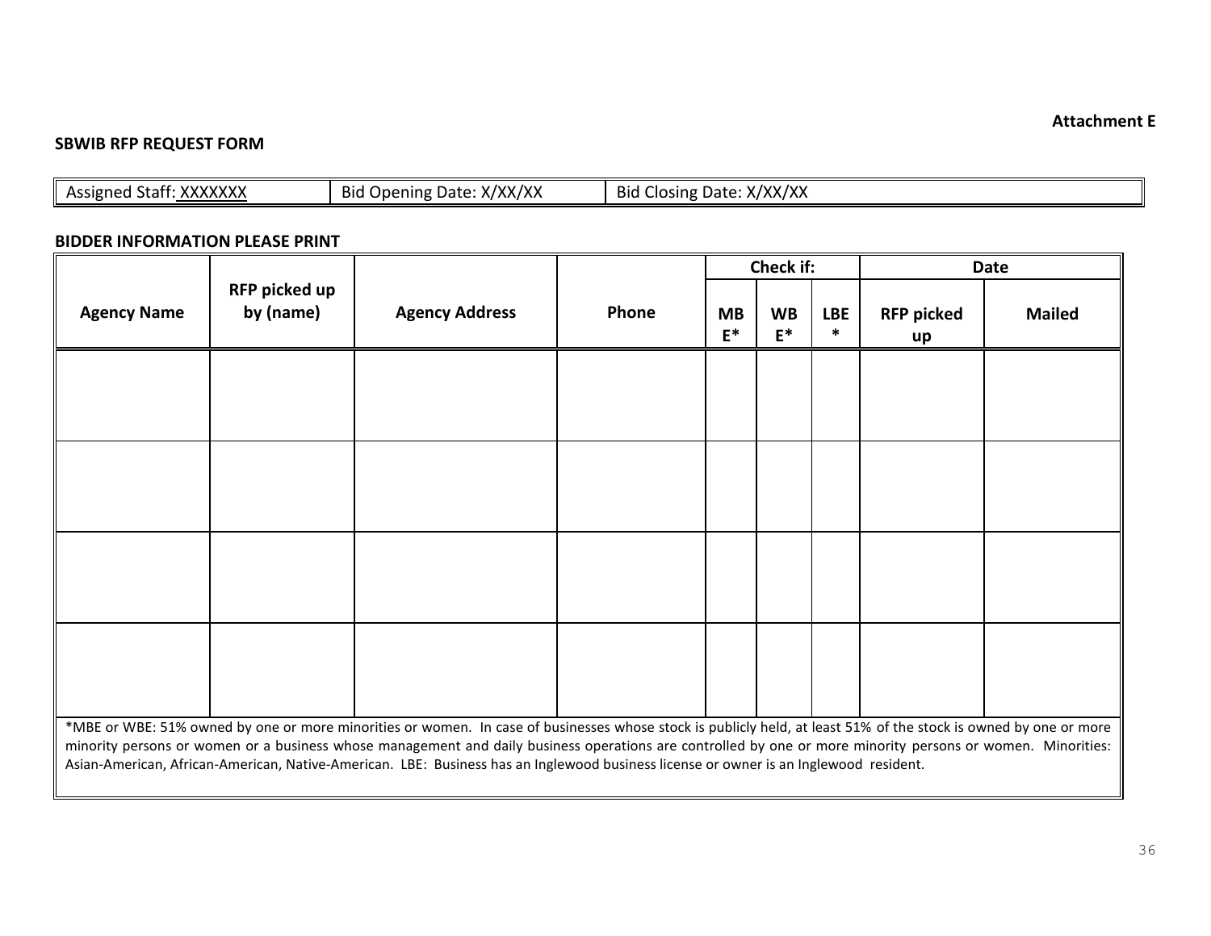**Attachment E**

**SBWIB RFP REQUEST FORM**

| Assigned Staff: XXXXXXX | Bid Opening Date: X/XX/XX | Bid Closing Date: X/XX/XX |
|---|---|---|

**BIDDER INFORMATION PLEASE PRINT**

| Agency Name | RFP picked up by (name) | Agency Address | Phone | Check if: | | | Date | |
|---|---|---|---|---|---|---|---|---|
| | | | | MBE* | WBE* | LBE* | RFP picked up | Mailed |
| | | | | | | | | |
| | | | | | | | | |
| | | | | | | | | |
| | | | | | | | | |

*MBE or WBE: 51% owned by one or more minorities or women. In case of businesses whose stock is publicly held, at least 51% of the stock is owned by one or more minority persons or women or a business whose management and daily business operations are controlled by one or more minority persons or women. Minorities: Asian-American, African-American, Native-American. LBE: Business has an Inglewood business license or owner is an Inglewood resident.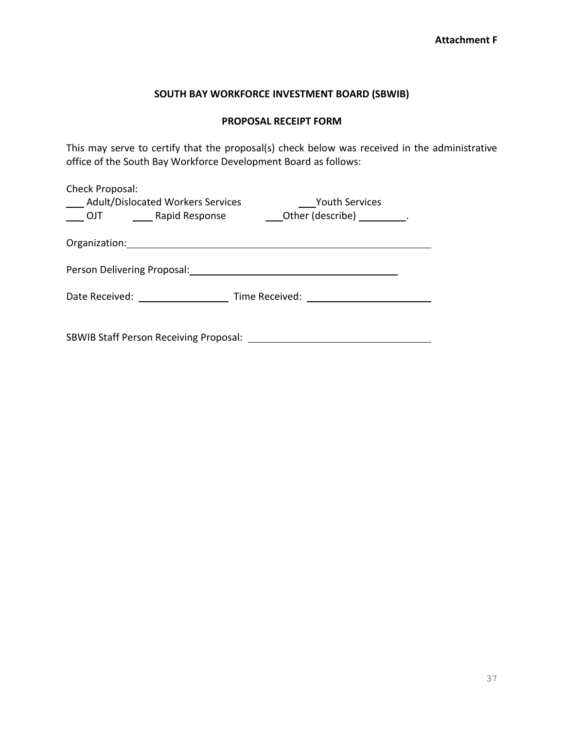**Attachment F**

**SOUTH BAY WORKFORCE INVESTMENT BOARD (SBWIB)**

**PROPOSAL RECEIPT FORM**

This may serve to certify that the proposal(s) check below was received in the administrative office of the South Bay Workforce Development Board as follows:

Check Proposal:
\_\_\_ Adult/Dislocated Workers Services \_\_\_Youth Services
\_\_\_ OJT \_\_\_\_ Rapid Response \_\_\_Other (describe) \_\_\_\_\_\_\_\_\_.

Organization: \_\_\_\_\_\_\_\_\_\_\_\_\_\_\_\_\_\_\_\_\_\_\_\_\_\_\_\_\_\_\_\_\_\_\_\_\_\_\_\_\_\_\_\_\_\_\_\_\_\_\_\_

Person Delivering Proposal: \_\_\_\_\_\_\_\_\_\_\_\_\_\_\_\_\_\_\_\_\_\_\_\_\_\_\_\_\_\_\_\_\_\_\_\_\_\_\_

Date Received: \_\_\_\_\_\_\_\_\_\_\_\_\_\_\_\_ Time Received: \_\_\_\_\_\_\_\_\_\_\_\_\_\_\_\_\_\_\_\_\_\_

SBWIB Staff Person Receiving Proposal: \_\_\_\_\_\_\_\_\_\_\_\_\_\_\_\_\_\_\_\_\_\_\_\_\_\_\_\_\_\_\_\_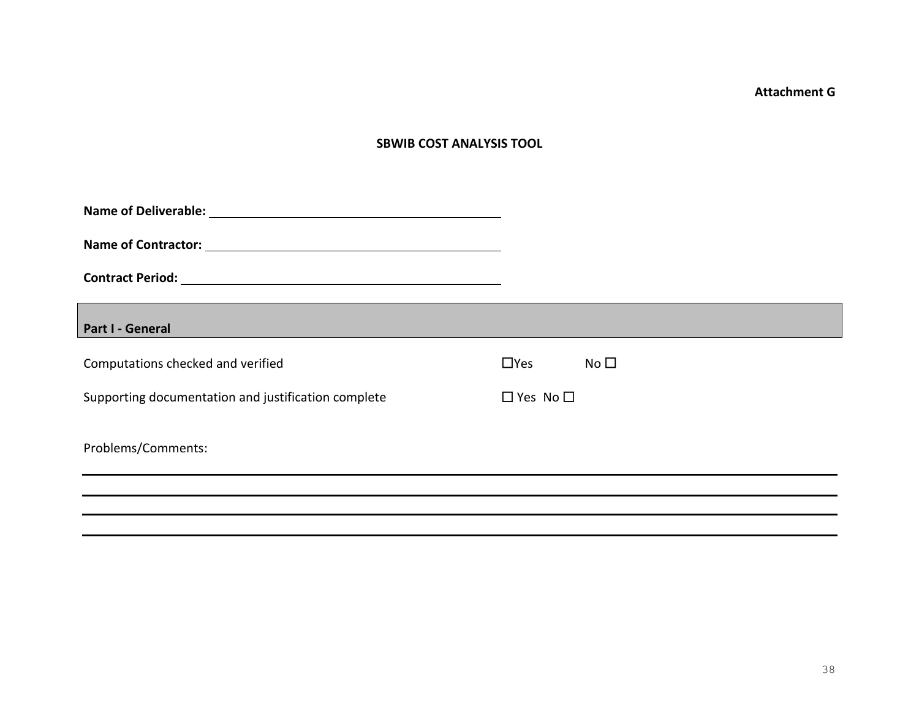**Attachment G**

**SBWIB COST ANALYSIS TOOL**

**Name of Deliverable:** ____________________________________________

**Name of Contractor:** ____________________________________________

**Contract Period:** ____________________________________________

## Part I - General

Computations checked and verified ☐Yes No ☐

Supporting documentation and justification complete ☐ Yes No ☐

Problems/Comments:

____________________________________________________________________________________

____________________________________________________________________________________

____________________________________________________________________________________

____________________________________________________________________________________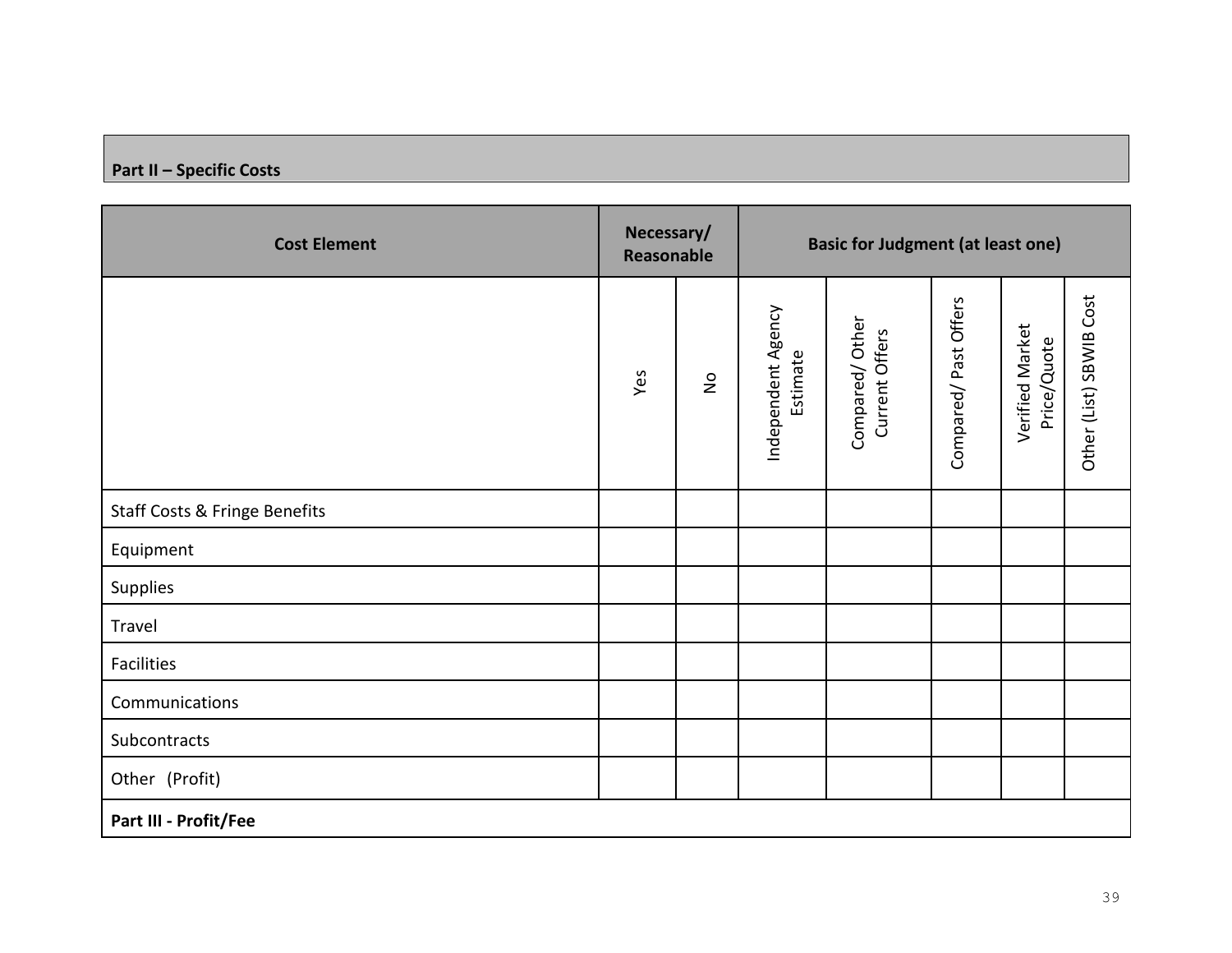## Part II – Specific Costs

| Cost Element | Necessary/ Reasonable | | Basic for Judgment (at least one) | | | | |
|---|---|---|---|---|---|---|---|
| | Yes | No | Independent Agency Estimate | Compared/ Other Current Offers | Compared/ Past Offers | Verified Market Price/Quote | Other (List) SBWIB Cost |
| Staff Costs & Fringe Benefits | | | | | | | |
| Equipment | | | | | | | |
| Supplies | | | | | | | |
| Travel | | | | | | | |
| Facilities | | | | | | | |
| Communications | | | | | | | |
| Subcontracts | | | | | | | |
| Other (Profit) | | | | | | | |
| **Part III - Profit/Fee** | | | | | | | |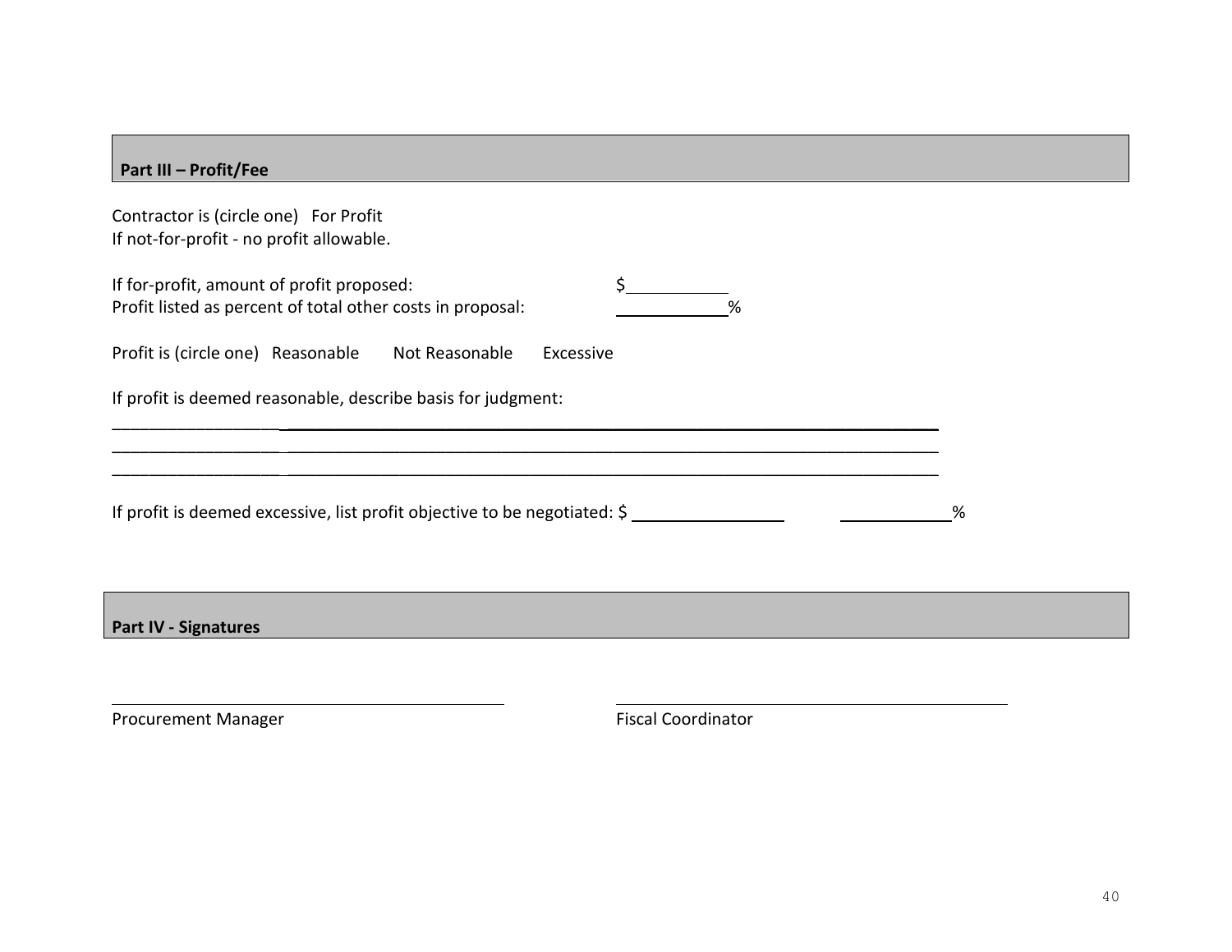## Part III – Profit/Fee

Contractor is (circle one)   For Profit
If not-for-profit - no profit allowable.

If for-profit, amount of profit proposed: $__________
Profit listed as percent of total other costs in proposal: __________%

Profit is (circle one)   Reasonable      Not Reasonable      Excessive

If profit is deemed reasonable, describe basis for judgment:

_______________________________________________________________________________________
_______________________________________________________________________________________
_______________________________________________________________________________________

If profit is deemed excessive, list profit objective to be negotiated: $ ______________      __________%

## Part IV - Signatures

______________________________________            ______________________________________
Procurement Manager                                                    Fiscal Coordinator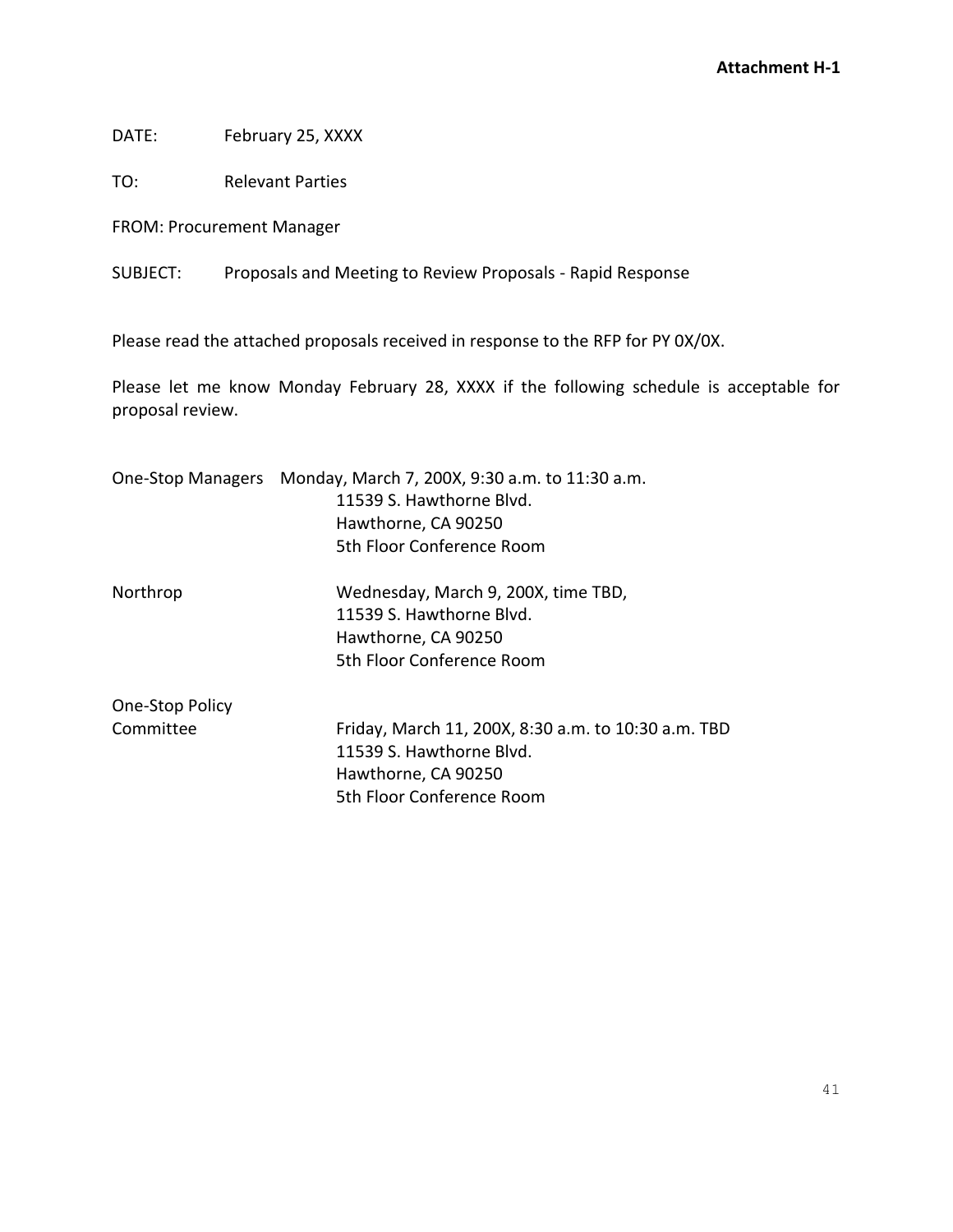**Attachment H-1**

DATE: February 25, XXXX

TO: Relevant Parties

FROM: Procurement Manager

SUBJECT: Proposals and Meeting to Review Proposals - Rapid Response

Please read the attached proposals received in response to the RFP for PY 0X/0X.

Please let me know Monday February 28, XXXX if the following schedule is acceptable for proposal review.

One-Stop Managers Monday, March 7, 200X, 9:30 a.m. to 11:30 a.m.
11539 S. Hawthorne Blvd.
Hawthorne, CA 90250
5th Floor Conference Room

Northrop Wednesday, March 9, 200X, time TBD,
11539 S. Hawthorne Blvd.
Hawthorne, CA 90250
5th Floor Conference Room

One-Stop Policy Committee Friday, March 11, 200X, 8:30 a.m. to 10:30 a.m. TBD
11539 S. Hawthorne Blvd.
Hawthorne, CA 90250
5th Floor Conference Room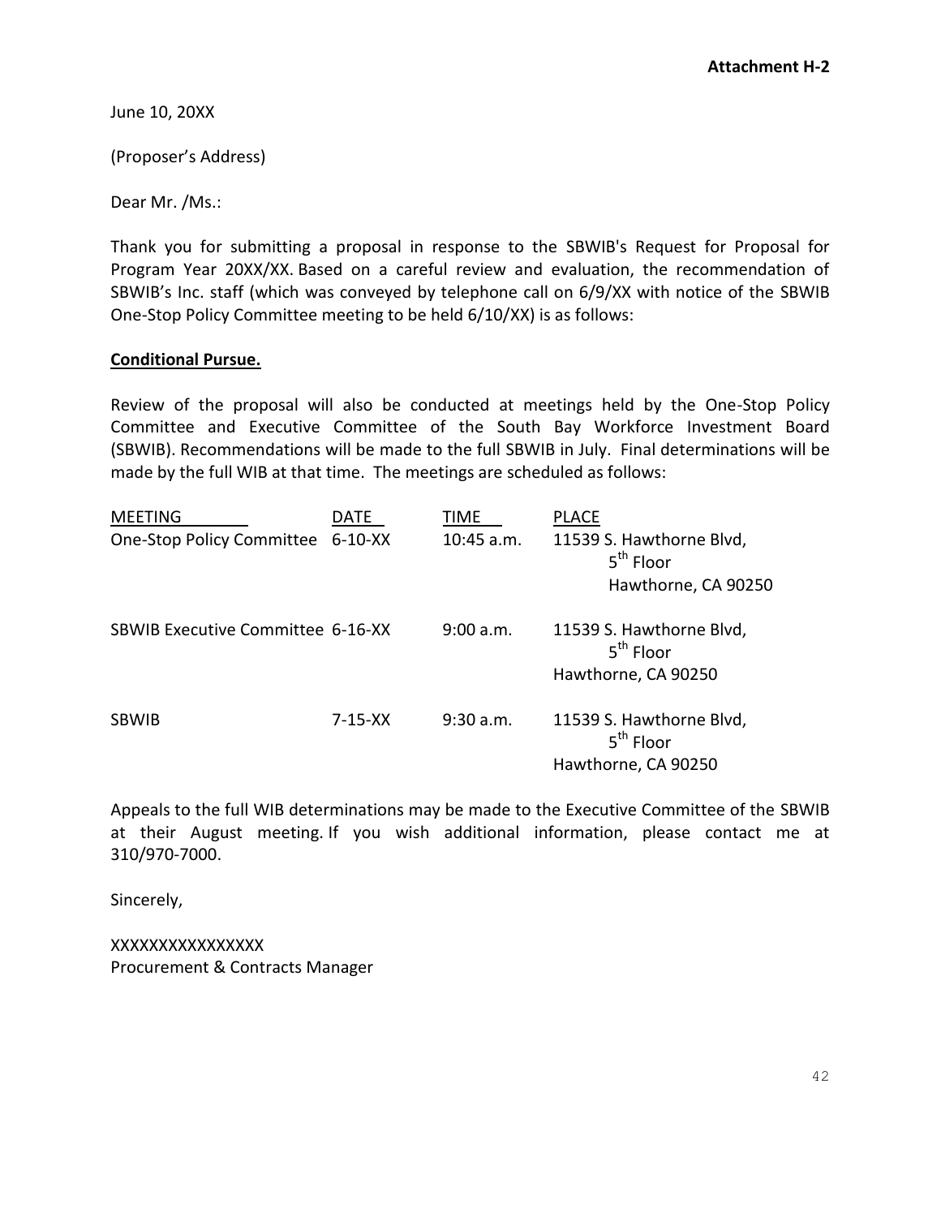**Attachment H-2**

June 10, 20XX

(Proposer's Address)

Dear Mr. /Ms.:

Thank you for submitting a proposal in response to the SBWIB's Request for Proposal for Program Year 20XX/XX. Based on a careful review and evaluation, the recommendation of SBWIB's Inc. staff (which was conveyed by telephone call on 6/9/XX with notice of the SBWIB One-Stop Policy Committee meeting to be held 6/10/XX) is as follows:

**Conditional Pursue.**

Review of the proposal will also be conducted at meetings held by the One-Stop Policy Committee and Executive Committee of the South Bay Workforce Investment Board (SBWIB). Recommendations will be made to the full SBWIB in July. Final determinations will be made by the full WIB at that time. The meetings are scheduled as follows:

| MEETING | DATE | TIME | PLACE |
|---|---|---|---|
| One-Stop Policy Committee | 6-10-XX | 10:45 a.m. | 11539 S. Hawthorne Blvd, 5th Floor Hawthorne, CA 90250 |
| SBWIB Executive Committee | 6-16-XX | 9:00 a.m. | 11539 S. Hawthorne Blvd, 5th Floor Hawthorne, CA 90250 |
| SBWIB | 7-15-XX | 9:30 a.m. | 11539 S. Hawthorne Blvd, 5th Floor Hawthorne, CA 90250 |

Appeals to the full WIB determinations may be made to the Executive Committee of the SBWIB at their August meeting. If you wish additional information, please contact me at 310/970-7000.

Sincerely,

XXXXXXXXXXXXXXXX
Procurement & Contracts Manager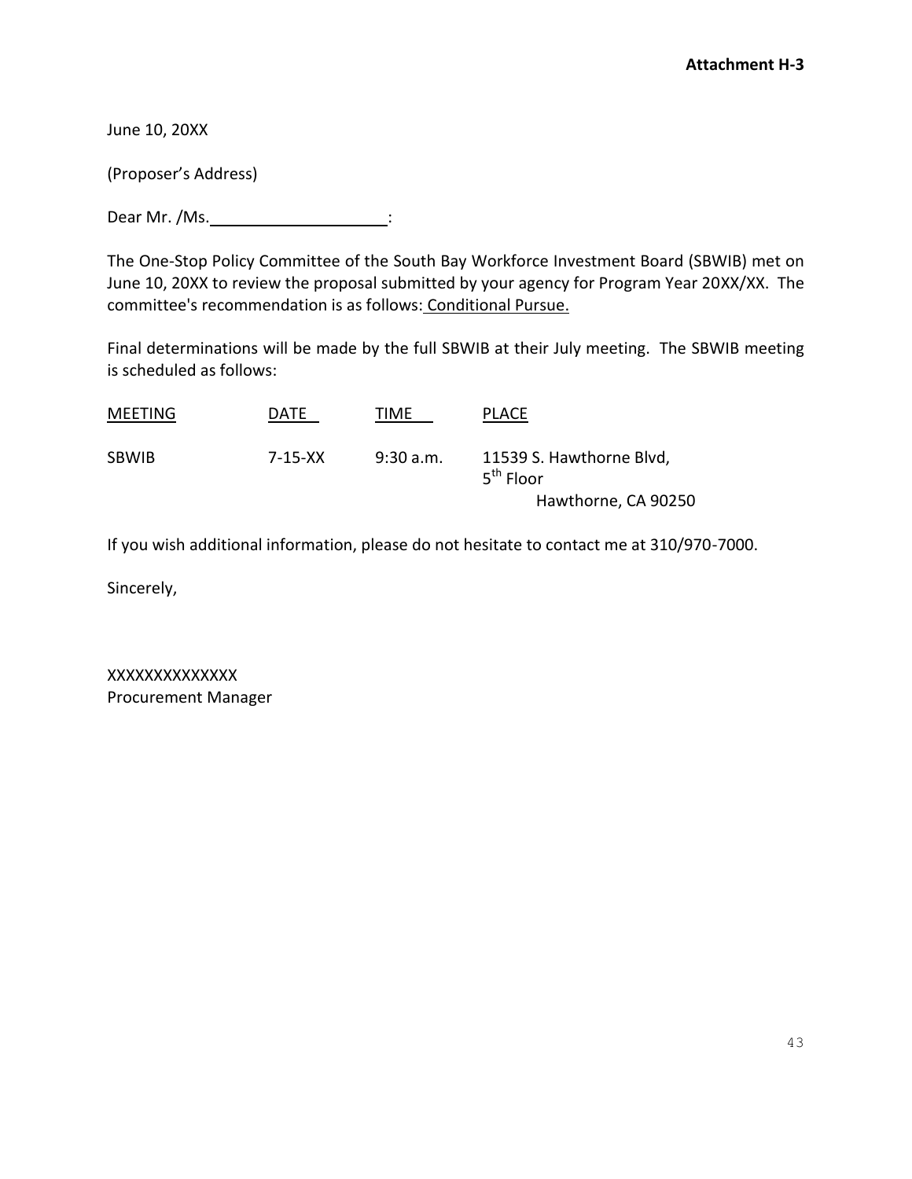**Attachment H-3**

June 10, 20XX

(Proposer's Address)

Dear Mr. /Ms.____________________:

The One-Stop Policy Committee of the South Bay Workforce Investment Board (SBWIB) met on June 10, 20XX to review the proposal submitted by your agency for Program Year 20XX/XX. The committee's recommendation is as follows: Conditional Pursue.

Final determinations will be made by the full SBWIB at their July meeting. The SBWIB meeting is scheduled as follows:

| MEETING | DATE | TIME | PLACE |
|---|---|---|---|
| SBWIB | 7-15-XX | 9:30 a.m. | 11539 S. Hawthorne Blvd, 5th Floor Hawthorne, CA 90250 |

If you wish additional information, please do not hesitate to contact me at 310/970-7000.

Sincerely,

XXXXXXXXXXXXXX
Procurement Manager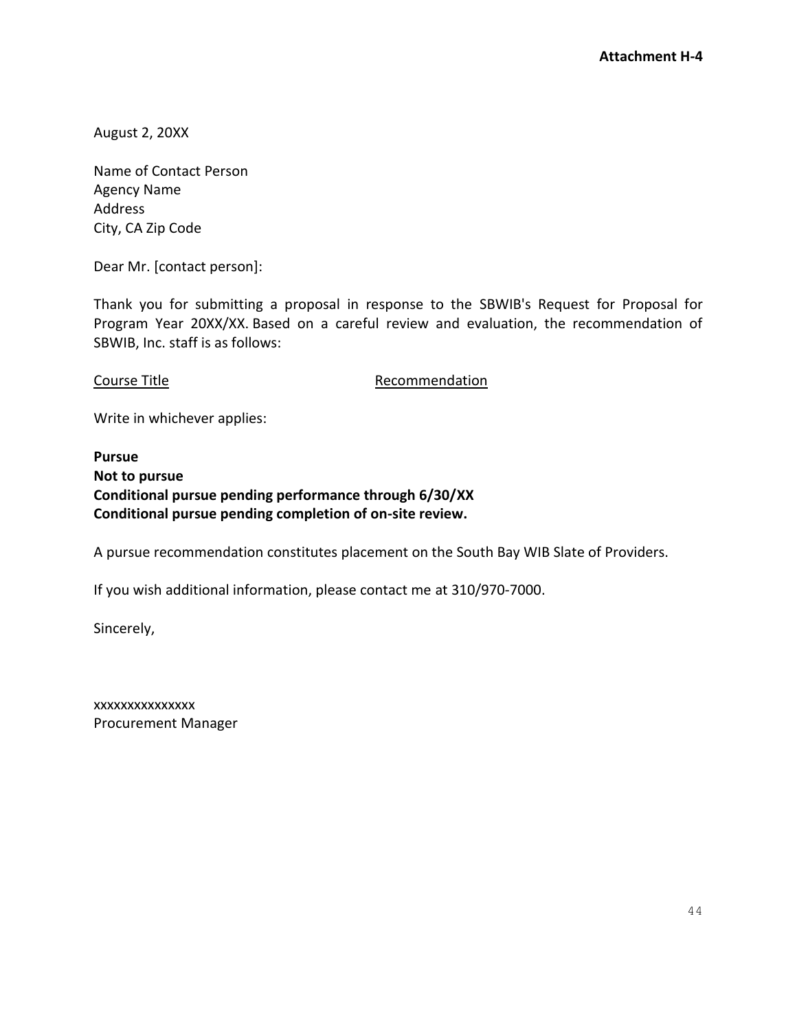**Attachment H-4**

August 2, 20XX

Name of Contact Person  
Agency Name  
Address  
City, CA Zip Code

Dear Mr. [contact person]:

Thank you for submitting a proposal in response to the SBWIB's Request for Proposal for Program Year 20XX/XX. Based on a careful review and evaluation, the recommendation of SBWIB, Inc. staff is as follows:

<u>Course Title</u> <u>Recommendation</u>

Write in whichever applies:

**Pursue**  
**Not to pursue**  
**Conditional pursue pending performance through 6/30/XX**  
**Conditional pursue pending completion of on-site review.**

A pursue recommendation constitutes placement on the South Bay WIB Slate of Providers.

If you wish additional information, please contact me at 310/970-7000.

Sincerely,

xxxxxxxxxxxxxxx  
Procurement Manager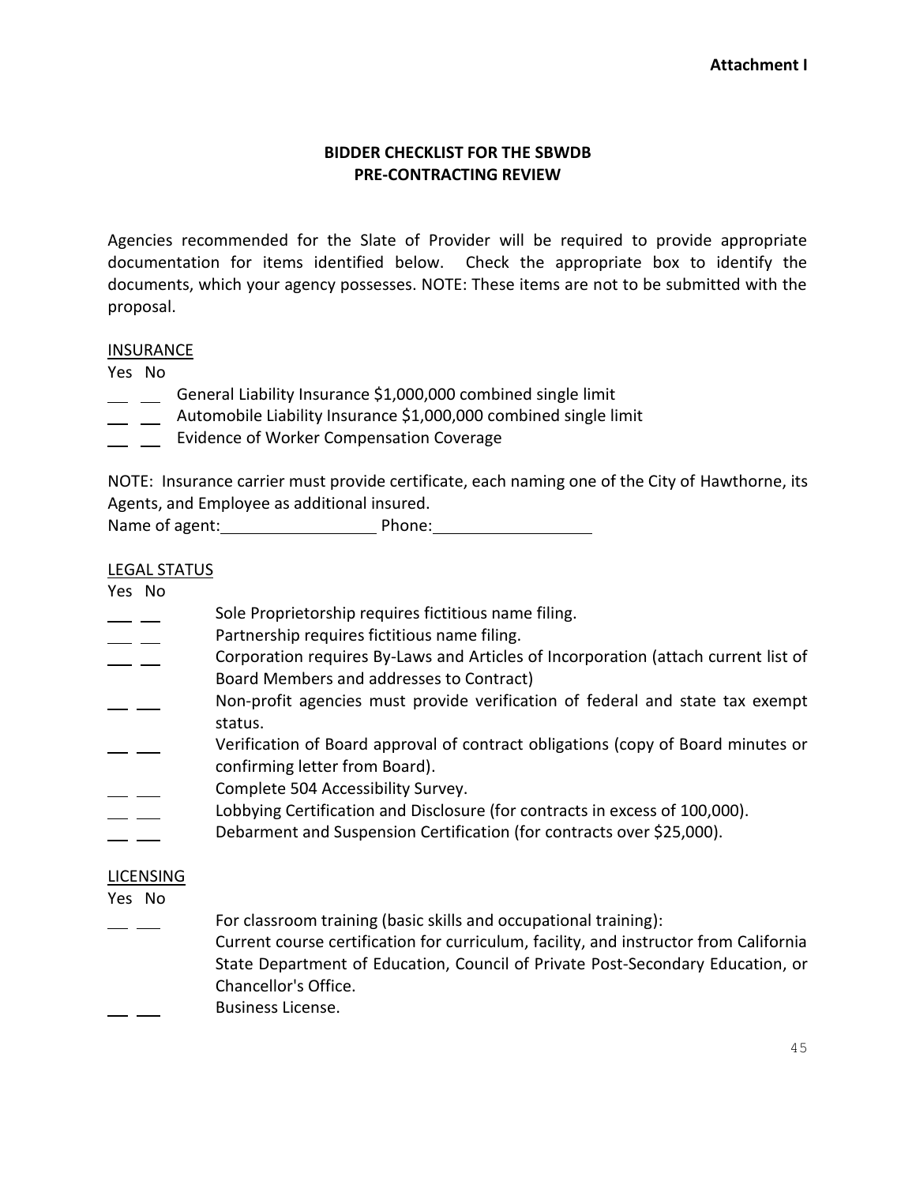**Attachment I**

# BIDDER CHECKLIST FOR THE SBWDB PRE-CONTRACTING REVIEW

Agencies recommended for the Slate of Provider will be required to provide appropriate documentation for items identified below. Check the appropriate box to identify the documents, which your agency possesses. NOTE: These items are not to be submitted with the proposal.

INSURANCE

| Yes | No | |
|---|---|---|
| ___ | ___ | General Liability Insurance $1,000,000 combined single limit |
| ___ | ___ | Automobile Liability Insurance $1,000,000 combined single limit |
| ___ | ___ | Evidence of Worker Compensation Coverage |

NOTE: Insurance carrier must provide certificate, each naming one of the City of Hawthorne, its Agents, and Employee as additional insured.

Name of agent:________________ Phone:________________

LEGAL STATUS

| Yes | No | |
|---|---|---|
| ___ | ___ | Sole Proprietorship requires fictitious name filing. |
| ___ | ___ | Partnership requires fictitious name filing. |
| ___ | ___ | Corporation requires By-Laws and Articles of Incorporation (attach current list of Board Members and addresses to Contract) |
| ___ | ___ | Non-profit agencies must provide verification of federal and state tax exempt status. |
| ___ | ___ | Verification of Board approval of contract obligations (copy of Board minutes or confirming letter from Board). |
| ___ | ___ | Complete 504 Accessibility Survey. |
| ___ | ___ | Lobbying Certification and Disclosure (for contracts in excess of 100,000). |
| ___ | ___ | Debarment and Suspension Certification (for contracts over $25,000). |

LICENSING

| Yes | No | |
|---|---|---|
| ___ | ___ | For classroom training (basic skills and occupational training): Current course certification for curriculum, facility, and instructor from California State Department of Education, Council of Private Post-Secondary Education, or Chancellor's Office. |
| ___ | ___ | Business License. |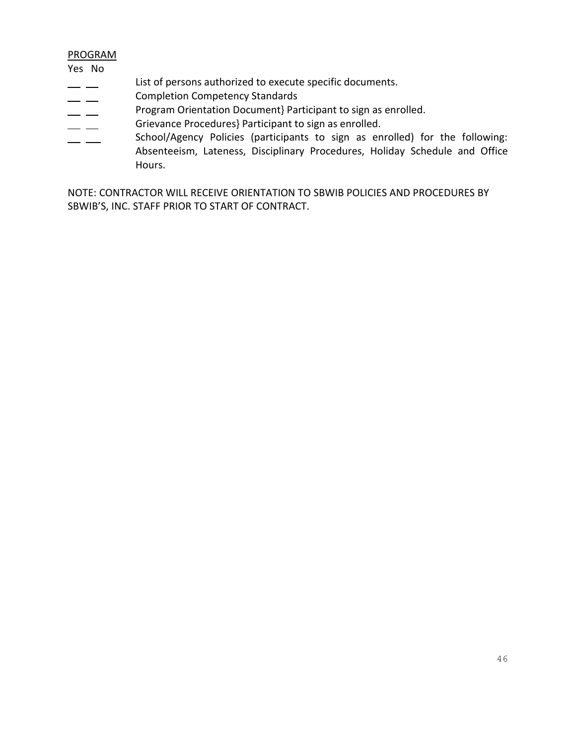PROGRAM

Yes No

\_\_ \_\_ List of persons authorized to execute specific documents.

\_\_ \_\_ Completion Competency Standards

\_\_ \_\_ Program Orientation Document} Participant to sign as enrolled.

\_\_ \_\_ Grievance Procedures} Participant to sign as enrolled.

\_\_ \_\_ School/Agency Policies (participants to sign as enrolled) for the following: Absenteeism, Lateness, Disciplinary Procedures, Holiday Schedule and Office Hours.

NOTE: CONTRACTOR WILL RECEIVE ORIENTATION TO SBWIB POLICIES AND PROCEDURES BY SBWIB'S, INC. STAFF PRIOR TO START OF CONTRACT.